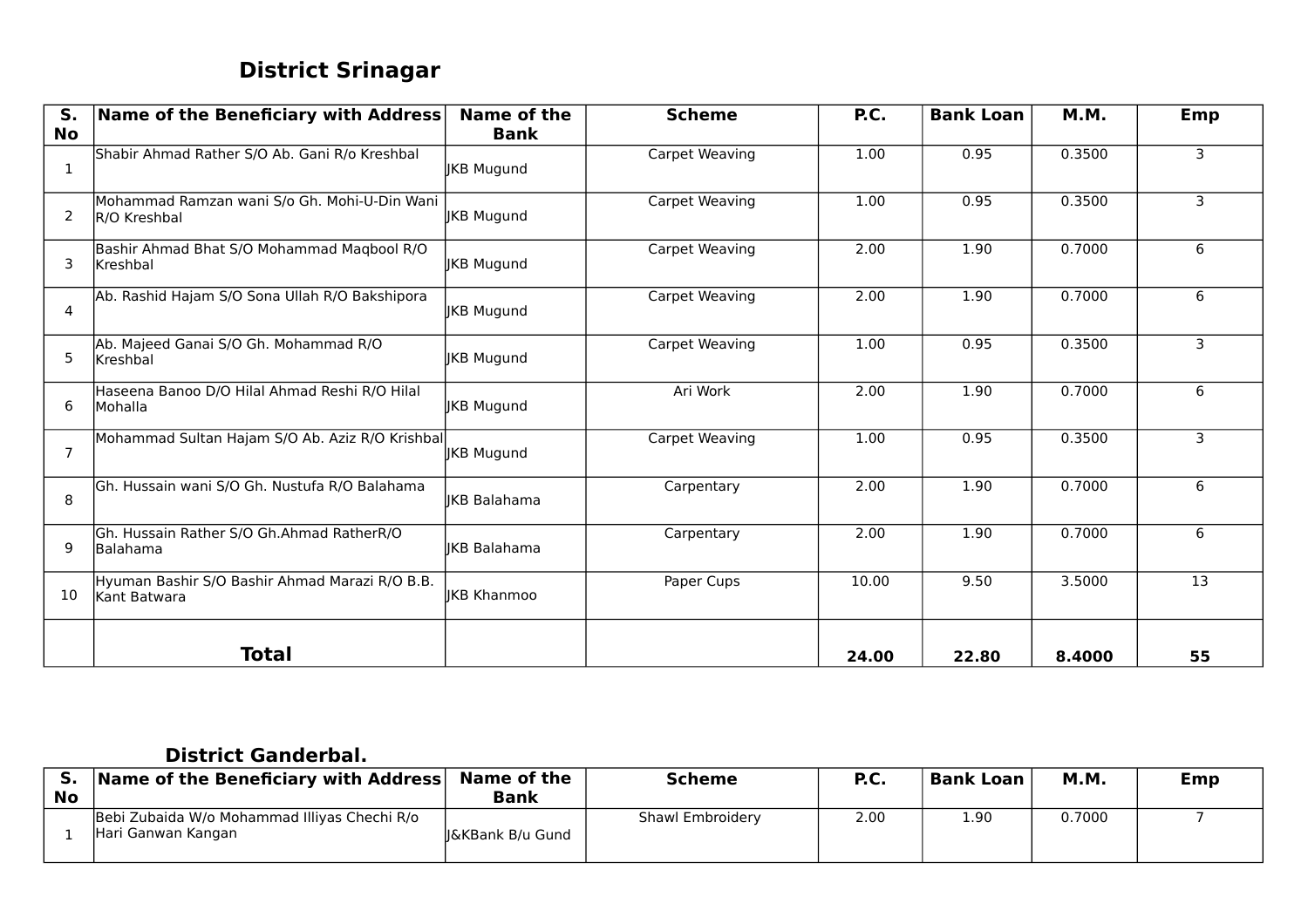## District Srinagar

| S. No | Name of the Beneficiary with Address | Name of the Bank | Scheme | P.C. | Bank Loan | M.M. | Emp |
|---|---|---|---|---|---|---|---|
| 1 | Shabir Ahmad Rather S/O Ab. Gani R/o Kreshbal | JKB Mugund | Carpet Weaving | 1.00 | 0.95 | 0.3500 | 3 |
| 2 | Mohammad Ramzan wani S/o Gh. Mohi-U-Din Wani R/O Kreshbal | JKB Mugund | Carpet Weaving | 1.00 | 0.95 | 0.3500 | 3 |
| 3 | Bashir Ahmad Bhat S/O Mohammad Maqbool R/O Kreshbal | JKB Mugund | Carpet Weaving | 2.00 | 1.90 | 0.7000 | 6 |
| 4 | Ab. Rashid Hajam S/O Sona Ullah R/O Bakshipora | JKB Mugund | Carpet Weaving | 2.00 | 1.90 | 0.7000 | 6 |
| 5 | Ab. Majeed Ganai S/O Gh. Mohammad R/O Kreshbal | JKB Mugund | Carpet Weaving | 1.00 | 0.95 | 0.3500 | 3 |
| 6 | Haseena Banoo D/O Hilal Ahmad Reshi R/O Hilal Mohalla | JKB Mugund | Ari Work | 2.00 | 1.90 | 0.7000 | 6 |
| 7 | Mohammad Sultan Hajam S/O Ab. Aziz R/O Krishbal | JKB Mugund | Carpet Weaving | 1.00 | 0.95 | 0.3500 | 3 |
| 8 | Gh. Hussain wani S/O Gh. Nustufa R/O Balahama | JKB Balahama | Carpentary | 2.00 | 1.90 | 0.7000 | 6 |
| 9 | Gh. Hussain Rather S/O Gh.Ahmad RatherR/O Balahama | JKB Balahama | Carpentary | 2.00 | 1.90 | 0.7000 | 6 |
| 10 | Hyuman Bashir S/O Bashir Ahmad Marazi R/O B.B. Kant Batwara | JKB Khanmoo | Paper Cups | 10.00 | 9.50 | 3.5000 | 13 |
| | **Total** | | | **24.00** | **22.80** | **8.4000** | **55** |

## District Ganderbal.

| S. No | Name of the Beneficiary with Address | Name of the Bank | Scheme | P.C. | Bank Loan | M.M. | Emp |
|---|---|---|---|---|---|---|---|
| 1 | Bebi Zubaida W/o Mohammad Illiyas Chechi R/o Hari Ganwan Kangan | J&KBank B/u Gund | Shawl Embroidery | 2.00 | 1.90 | 0.7000 | 7 |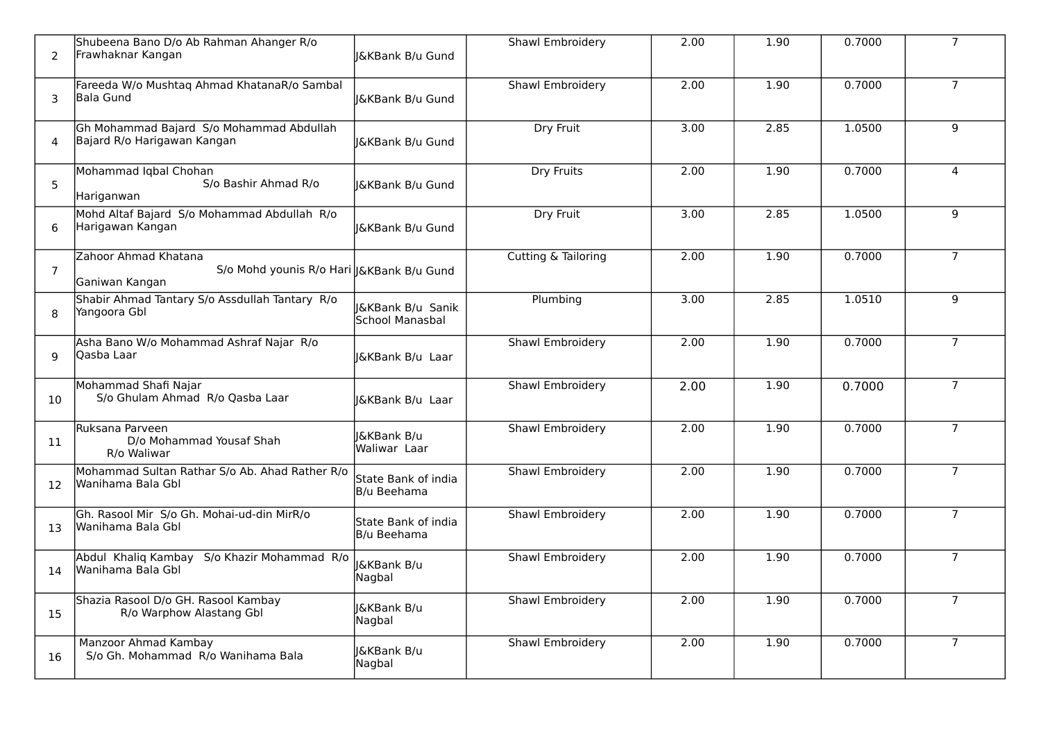| | | | | | | | |
|---|---|---|---|---|---|---|---|
| 2 | Shubeena Bano D/o Ab Rahman Ahanger R/o Frawhaknar Kangan | J&KBank B/u Gund | Shawl Embroidery | 2.00 | 1.90 | 0.7000 | 7 |
| 3 | Fareeda W/o Mushtaq Ahmad KhatanaR/o Sambal Bala Gund | J&KBank B/u Gund | Shawl Embroidery | 2.00 | 1.90 | 0.7000 | 7 |
| 4 | Gh Mohammad Bajard S/o Mohammad Abdullah Bajard R/o Harigawan Kangan | J&KBank B/u Gund | Dry Fruit | 3.00 | 2.85 | 1.0500 | 9 |
| 5 | Mohammad Iqbal Chohan S/o Bashir Ahmad R/o Hariganwan | J&KBank B/u Gund | Dry Fruits | 2.00 | 1.90 | 0.7000 | 4 |
| 6 | Mohd Altaf Bajard S/o Mohammad Abdullah R/o Harigawan Kangan | J&KBank B/u Gund | Dry Fruit | 3.00 | 2.85 | 1.0500 | 9 |
| 7 | Zahoor Ahmad Khatana S/o Mohd younis R/o Hari Ganiwan Kangan | J&KBank B/u Gund | Cutting & Tailoring | 2.00 | 1.90 | 0.7000 | 7 |
| 8 | Shabir Ahmad Tantary S/o Assdullah Tantary R/o Yangoora Gbl | J&KBank B/u Sanik School Manasbal | Plumbing | 3.00 | 2.85 | 1.0510 | 9 |
| 9 | Asha Bano W/o Mohammad Ashraf Najar R/o Qasba Laar | J&KBank B/u Laar | Shawl Embroidery | 2.00 | 1.90 | 0.7000 | 7 |
| 10 | Mohammad Shafi Najar S/o Ghulam Ahmad R/o Qasba Laar | J&KBank B/u Laar | Shawl Embroidery | 2.00 | 1.90 | 0.7000 | 7 |
| 11 | Ruksana Parveen D/o Mohammad Yousaf Shah R/o Waliwar | J&KBank B/u Waliwar Laar | Shawl Embroidery | 2.00 | 1.90 | 0.7000 | 7 |
| 12 | Mohammad Sultan Rathar S/o Ab. Ahad Rather R/o Wanihama Bala Gbl | State Bank of india B/u Beehama | Shawl Embroidery | 2.00 | 1.90 | 0.7000 | 7 |
| 13 | Gh. Rasool Mir S/o Gh. Mohai-ud-din MirR/o Wanihama Bala Gbl | State Bank of india B/u Beehama | Shawl Embroidery | 2.00 | 1.90 | 0.7000 | 7 |
| 14 | Abdul Khaliq Kambay S/o Khazir Mohammad R/o Wanihama Bala Gbl | J&KBank B/u Nagbal | Shawl Embroidery | 2.00 | 1.90 | 0.7000 | 7 |
| 15 | Shazia Rasool D/o GH. Rasool Kambay R/o Warphow Alastang Gbl | J&KBank B/u Nagbal | Shawl Embroidery | 2.00 | 1.90 | 0.7000 | 7 |
| 16 | Manzoor Ahmad Kambay S/o Gh. Mohammad R/o Wanihama Bala | J&KBank B/u Nagbal | Shawl Embroidery | 2.00 | 1.90 | 0.7000 | 7 |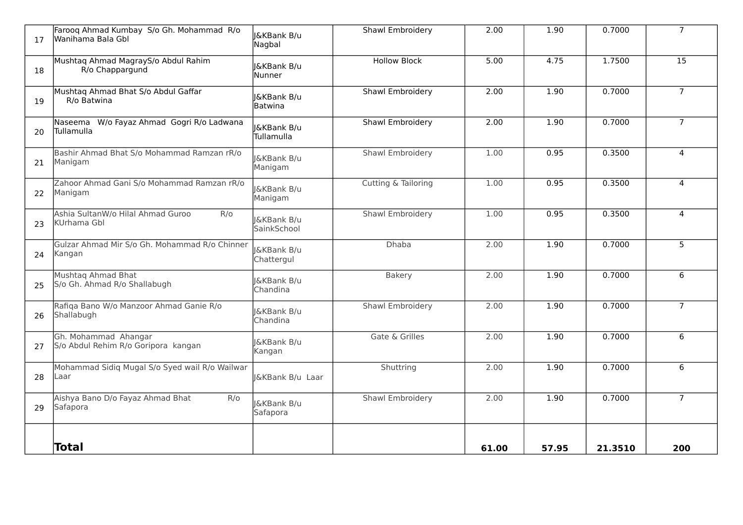| | | | | | | | |
|---|---|---|---|---|---|---|---|
| 17 | Farooq Ahmad Kumbay S/o Gh. Mohammad R/o Wanihama Bala Gbl | J&KBank B/u Nagbal | Shawl Embroidery | 2.00 | 1.90 | 0.7000 | 7 |
| 18 | Mushtaq Ahmad MagrayS/o Abdul Rahim R/o Chappargund | J&KBank B/u Nunner | Hollow Block | 5.00 | 4.75 | 1.7500 | 15 |
| 19 | Mushtaq Ahmad Bhat S/o Abdul Gaffar R/o Batwina | J&KBank B/u Batwina | Shawl Embroidery | 2.00 | 1.90 | 0.7000 | 7 |
| 20 | Naseema W/o Fayaz Ahmad Gogri R/o Ladwana Tullamulla | J&KBank B/u Tullamulla | Shawl Embroidery | 2.00 | 1.90 | 0.7000 | 7 |
| 21 | Bashir Ahmad Bhat S/o Mohammad Ramzan rR/o Manigam | J&KBank B/u Manigam | Shawl Embroidery | 1.00 | 0.95 | 0.3500 | 4 |
| 22 | Zahoor Ahmad Gani S/o Mohammad Ramzan rR/o Manigam | J&KBank B/u Manigam | Cutting & Tailoring | 1.00 | 0.95 | 0.3500 | 4 |
| 23 | Ashia SultanW/o Hilal Ahmad Guroo R/o KUrhama Gbl | J&KBank B/u SainkSchool | Shawl Embroidery | 1.00 | 0.95 | 0.3500 | 4 |
| 24 | Gulzar Ahmad Mir S/o Gh. Mohammad R/o Chinner Kangan | J&KBank B/u Chattergul | Dhaba | 2.00 | 1.90 | 0.7000 | 5 |
| 25 | Mushtaq Ahmad Bhat S/o Gh. Ahmad R/o Shallabugh | J&KBank B/u Chandina | Bakery | 2.00 | 1.90 | 0.7000 | 6 |
| 26 | Rafiqa Bano W/o Manzoor Ahmad Ganie R/o Shallabugh | J&KBank B/u Chandina | Shawl Embroidery | 2.00 | 1.90 | 0.7000 | 7 |
| 27 | Gh. Mohammad Ahangar S/o Abdul Rehim R/o Goripora kangan | J&KBank B/u Kangan | Gate & Grilles | 2.00 | 1.90 | 0.7000 | 6 |
| 28 | Mohammad Sidiq Mugal S/o Syed wail R/o Wailwar Laar | J&KBank B/u Laar | Shuttring | 2.00 | 1.90 | 0.7000 | 6 |
| 29 | Aishya Bano D/o Fayaz Ahmad Bhat R/o Safapora | J&KBank B/u Safapora | Shawl Embroidery | 2.00 | 1.90 | 0.7000 | 7 |
| | **Total** | | | **61.00** | **57.95** | **21.3510** | **200** |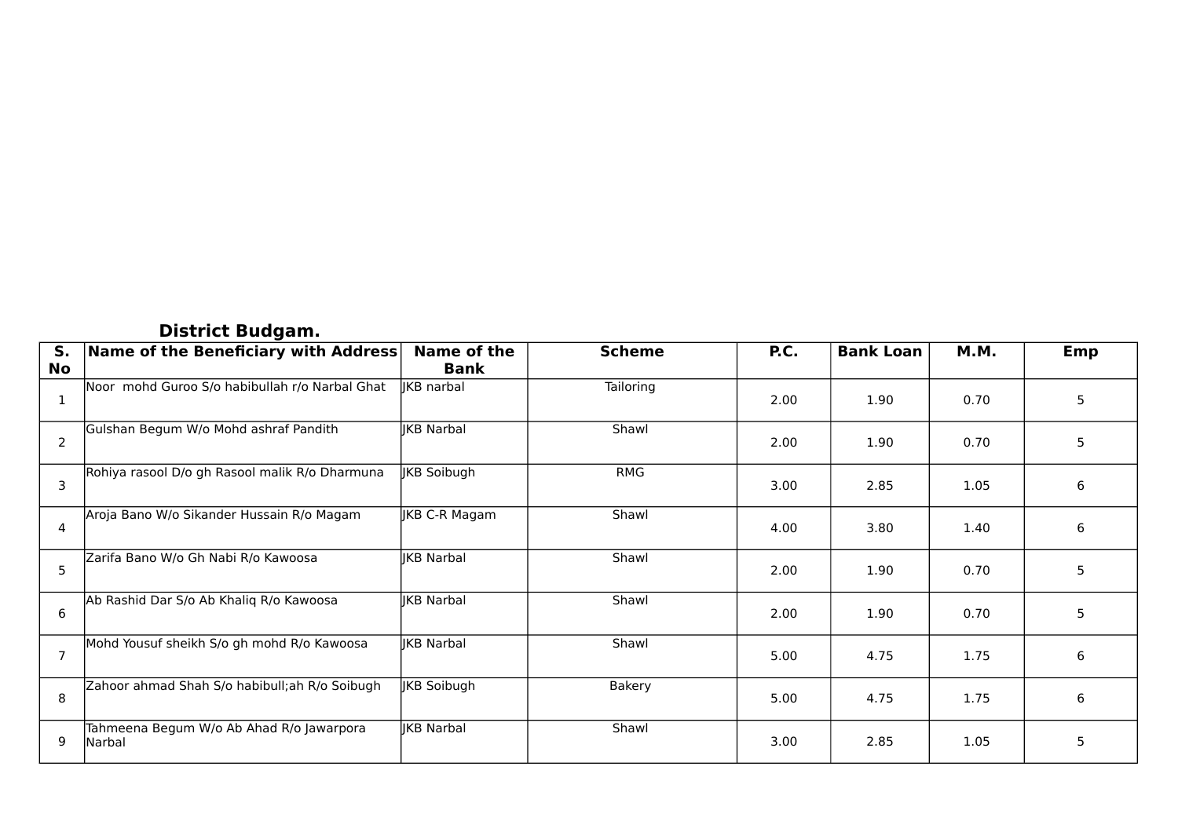**District Budgam.**

| S. No | Name of the Beneficiary with Address | Name of the Bank | Scheme | P.C. | Bank Loan | M.M. | Emp |
|---|---|---|---|---|---|---|---|
| 1 | Noor mohd Guroo S/o habibullah r/o Narbal Ghat | JKB narbal | Tailoring | 2.00 | 1.90 | 0.70 | 5 |
| 2 | Gulshan Begum W/o Mohd ashraf Pandith | JKB Narbal | Shawl | 2.00 | 1.90 | 0.70 | 5 |
| 3 | Rohiya rasool D/o gh Rasool malik R/o Dharmuna | JKB Soibugh | RMG | 3.00 | 2.85 | 1.05 | 6 |
| 4 | Aroja Bano W/o Sikander Hussain R/o Magam | JKB C-R Magam | Shawl | 4.00 | 3.80 | 1.40 | 6 |
| 5 | Zarifa Bano W/o Gh Nabi R/o Kawoosa | JKB Narbal | Shawl | 2.00 | 1.90 | 0.70 | 5 |
| 6 | Ab Rashid Dar S/o Ab Khaliq R/o Kawoosa | JKB Narbal | Shawl | 2.00 | 1.90 | 0.70 | 5 |
| 7 | Mohd Yousuf sheikh S/o gh mohd R/o Kawoosa | JKB Narbal | Shawl | 5.00 | 4.75 | 1.75 | 6 |
| 8 | Zahoor ahmad Shah S/o habibull;ah R/o Soibugh | JKB Soibugh | Bakery | 5.00 | 4.75 | 1.75 | 6 |
| 9 | Tahmeena Begum W/o Ab Ahad R/o Jawarpora Narbal | JKB Narbal | Shawl | 3.00 | 2.85 | 1.05 | 5 |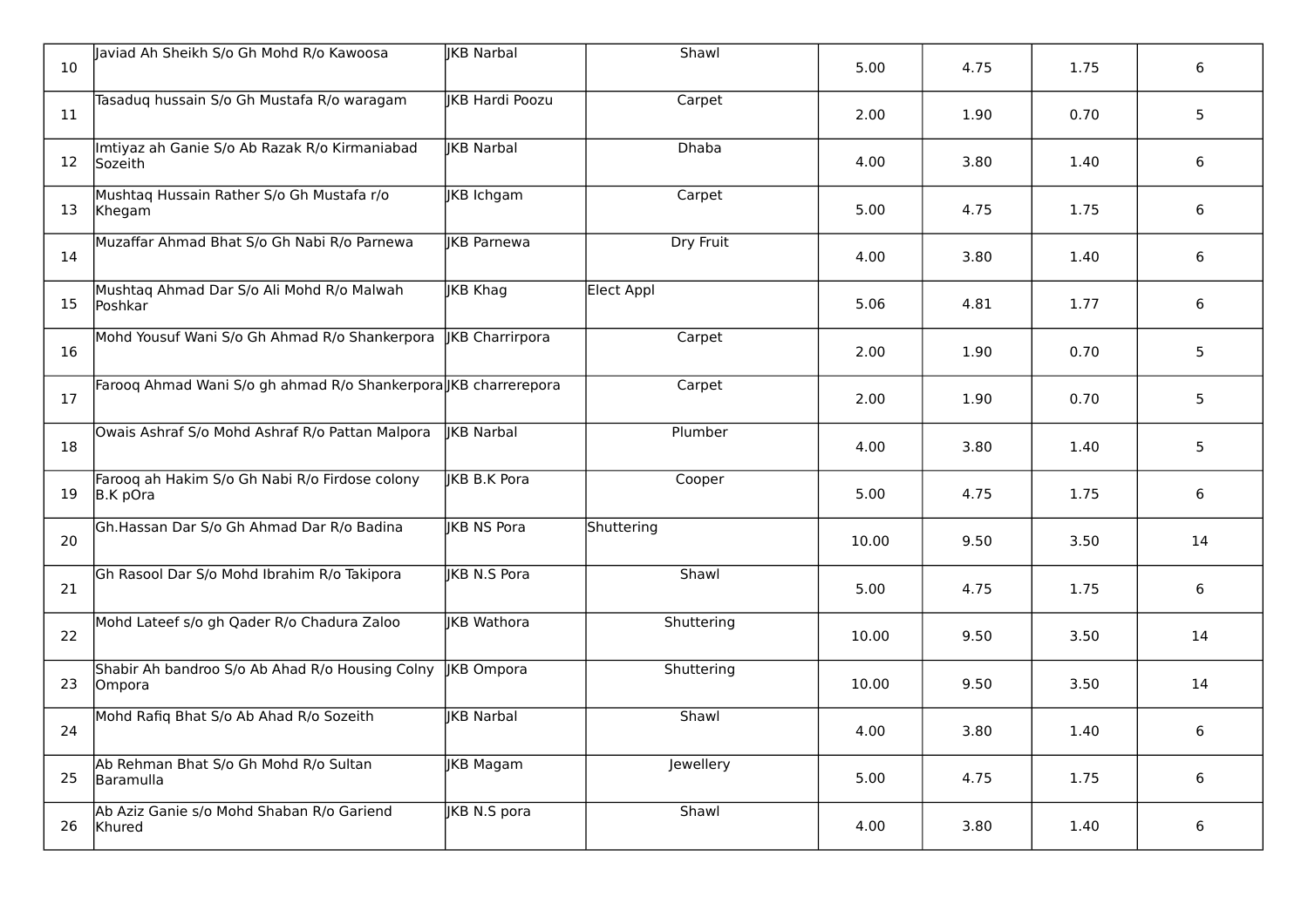| | | | | | | | |
|---|---|---|---|---|---|---|---|
| 10 | Javiad Ah Sheikh S/o Gh Mohd R/o Kawoosa | JKB Narbal | Shawl | 5.00 | 4.75 | 1.75 | 6 |
| 11 | Tasaduq hussain S/o Gh Mustafa R/o waragam | JKB Hardi Poozu | Carpet | 2.00 | 1.90 | 0.70 | 5 |
| 12 | Imtiyaz ah Ganie S/o Ab Razak R/o Kirmaniabad Sozeith | JKB Narbal | Dhaba | 4.00 | 3.80 | 1.40 | 6 |
| 13 | Mushtaq Hussain Rather S/o Gh Mustafa r/o Khegam | JKB Ichgam | Carpet | 5.00 | 4.75 | 1.75 | 6 |
| 14 | Muzaffar Ahmad Bhat S/o Gh Nabi R/o Parnewa | JKB Parnewa | Dry Fruit | 4.00 | 3.80 | 1.40 | 6 |
| 15 | Mushtaq Ahmad Dar S/o Ali Mohd R/o Malwah Poshkar | JKB Khag | Elect Appl | 5.06 | 4.81 | 1.77 | 6 |
| 16 | Mohd Yousuf Wani S/o Gh Ahmad R/o Shankerpora | JKB Charrirpora | Carpet | 2.00 | 1.90 | 0.70 | 5 |
| 17 | Farooq Ahmad Wani S/o gh ahmad R/o Shankerpora | JKB charrerepora | Carpet | 2.00 | 1.90 | 0.70 | 5 |
| 18 | Owais Ashraf S/o Mohd Ashraf R/o Pattan Malpora | JKB Narbal | Plumber | 4.00 | 3.80 | 1.40 | 5 |
| 19 | Farooq ah Hakim S/o Gh Nabi R/o Firdose colony B.K pOra | JKB B.K Pora | Cooper | 5.00 | 4.75 | 1.75 | 6 |
| 20 | Gh.Hassan Dar S/o Gh Ahmad Dar R/o Badina | JKB NS Pora | Shuttering | 10.00 | 9.50 | 3.50 | 14 |
| 21 | Gh Rasool Dar S/o Mohd Ibrahim R/o Takipora | JKB N.S Pora | Shawl | 5.00 | 4.75 | 1.75 | 6 |
| 22 | Mohd Lateef s/o gh Qader R/o Chadura Zaloo | JKB Wathora | Shuttering | 10.00 | 9.50 | 3.50 | 14 |
| 23 | Shabir Ah bandroo S/o Ab Ahad R/o Housing Colny Ompora | JKB Ompora | Shuttering | 10.00 | 9.50 | 3.50 | 14 |
| 24 | Mohd Rafiq Bhat S/o Ab Ahad R/o Sozeith | JKB Narbal | Shawl | 4.00 | 3.80 | 1.40 | 6 |
| 25 | Ab Rehman Bhat S/o Gh Mohd R/o Sultan Baramulla | JKB Magam | Jewellery | 5.00 | 4.75 | 1.75 | 6 |
| 26 | Ab Aziz Ganie s/o Mohd Shaban R/o Gariend Khured | JKB N.S pora | Shawl | 4.00 | 3.80 | 1.40 | 6 |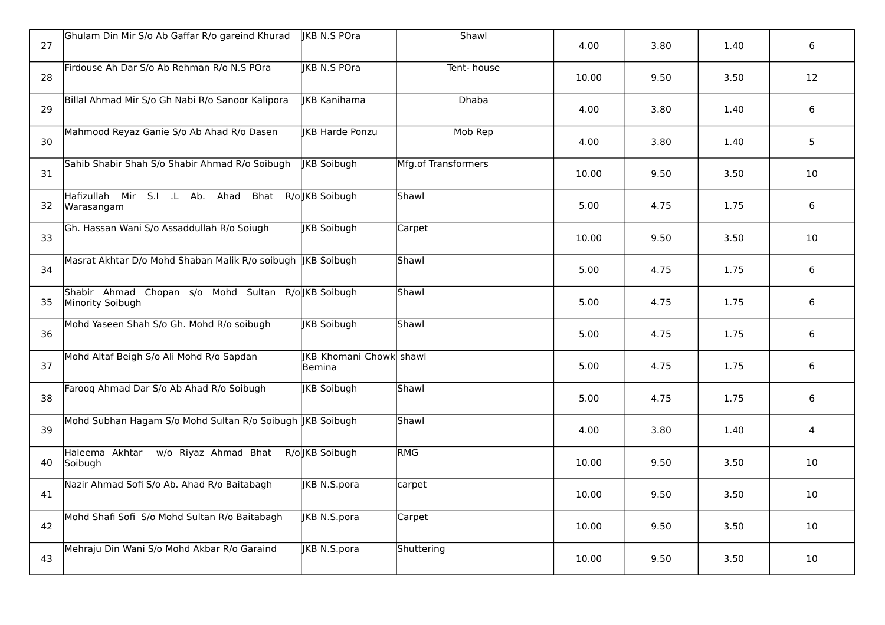| | | | | | | | |
|---|---|---|---|---|---|---|---|
| 27 | Ghulam Din Mir S/o Ab Gaffar R/o gareind Khurad | JKB N.S POra | Shawl | 4.00 | 3.80 | 1.40 | 6 |
| 28 | Firdouse Ah Dar S/o Ab Rehman R/o N.S POra | JKB N.S POra | Tent- house | 10.00 | 9.50 | 3.50 | 12 |
| 29 | Billal Ahmad Mir S/o Gh Nabi R/o Sanoor Kalipora | JKB Kanihama | Dhaba | 4.00 | 3.80 | 1.40 | 6 |
| 30 | Mahmood Reyaz Ganie S/o Ab Ahad R/o Dasen | JKB Harde Ponzu | Mob Rep | 4.00 | 3.80 | 1.40 | 5 |
| 31 | Sahib Shabir Shah S/o Shabir Ahmad R/o Soibugh | JKB Soibugh | Mfg.of Transformers | 10.00 | 9.50 | 3.50 | 10 |
| 32 | Hafizullah Mir S.I .L Ab. Ahad Bhat R/o Warasangam | JKB Soibugh | Shawl | 5.00 | 4.75 | 1.75 | 6 |
| 33 | Gh. Hassan Wani S/o Assaddullah R/o Soiugh | JKB Soibugh | Carpet | 10.00 | 9.50 | 3.50 | 10 |
| 34 | Masrat Akhtar D/o Mohd Shaban Malik R/o soibugh | JKB Soibugh | Shawl | 5.00 | 4.75 | 1.75 | 6 |
| 35 | Shabir Ahmad Chopan s/o Mohd Sultan R/o Minority Soibugh | JKB Soibugh | Shawl | 5.00 | 4.75 | 1.75 | 6 |
| 36 | Mohd Yaseen Shah S/o Gh. Mohd R/o soibugh | JKB Soibugh | Shawl | 5.00 | 4.75 | 1.75 | 6 |
| 37 | Mohd Altaf Beigh S/o Ali Mohd R/o Sapdan | JKB Khomani Chowk Bemina | shawl | 5.00 | 4.75 | 1.75 | 6 |
| 38 | Farooq Ahmad Dar S/o Ab Ahad R/o Soibugh | JKB Soibugh | Shawl | 5.00 | 4.75 | 1.75 | 6 |
| 39 | Mohd Subhan Hagam S/o Mohd Sultan R/o Soibugh | JKB Soibugh | Shawl | 4.00 | 3.80 | 1.40 | 4 |
| 40 | Haleema Akhtar w/o Riyaz Ahmad Bhat R/o Soibugh | JKB Soibugh | RMG | 10.00 | 9.50 | 3.50 | 10 |
| 41 | Nazir Ahmad Sofi S/o Ab. Ahad R/o Baitabagh | JKB N.S.pora | carpet | 10.00 | 9.50 | 3.50 | 10 |
| 42 | Mohd Shafi Sofi S/o Mohd Sultan R/o Baitabagh | JKB N.S.pora | Carpet | 10.00 | 9.50 | 3.50 | 10 |
| 43 | Mehraju Din Wani S/o Mohd Akbar R/o Garaind | JKB N.S.pora | Shuttering | 10.00 | 9.50 | 3.50 | 10 |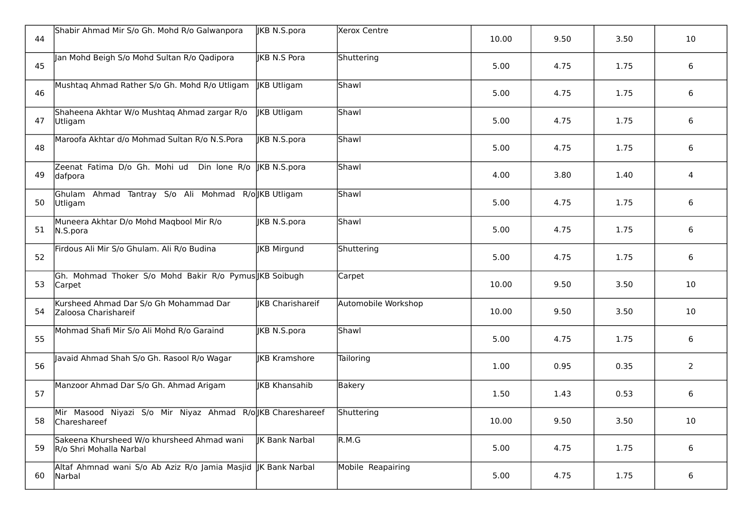| 44 | Shabir Ahmad Mir S/o Gh. Mohd R/o Galwanpora | JKB N.S.pora | Xerox Centre | 10.00 | 9.50 | 3.50 | 10 |
|---|---|---|---|---|---|---|---|
| 45 | Jan Mohd Beigh S/o Mohd Sultan R/o Qadipora | JKB N.S Pora | Shuttering | 5.00 | 4.75 | 1.75 | 6 |
| 46 | Mushtaq Ahmad Rather S/o Gh. Mohd R/o Utligam | JKB Utligam | Shawl | 5.00 | 4.75 | 1.75 | 6 |
| 47 | Shaheena Akhtar W/o Mushtaq Ahmad zargar R/o Utligam | JKB Utligam | Shawl | 5.00 | 4.75 | 1.75 | 6 |
| 48 | Maroofa Akhtar d/o Mohmad Sultan R/o N.S.Pora | JKB N.S.pora | Shawl | 5.00 | 4.75 | 1.75 | 6 |
| 49 | Zeenat Fatima D/o Gh. Mohi ud Din lone R/o dafpora | JKB N.S.pora | Shawl | 4.00 | 3.80 | 1.40 | 4 |
| 50 | Ghulam Ahmad Tantray S/o Ali Mohmad R/o Utligam | JKB Utligam | Shawl | 5.00 | 4.75 | 1.75 | 6 |
| 51 | Muneera Akhtar D/o Mohd Maqbool Mir R/o N.S.pora | JKB N.S.pora | Shawl | 5.00 | 4.75 | 1.75 | 6 |
| 52 | Firdous Ali Mir S/o Ghulam. Ali R/o Budina | JKB Mirgund | Shuttering | 5.00 | 4.75 | 1.75 | 6 |
| 53 | Gh. Mohmad Thoker S/o Mohd Bakir R/o Pymus Carpet | JKB Soibugh | Carpet | 10.00 | 9.50 | 3.50 | 10 |
| 54 | Kursheed Ahmad Dar S/o Gh Mohammad Dar Zaloosa Charishareif | JKB Charishareif | Automobile Workshop | 10.00 | 9.50 | 3.50 | 10 |
| 55 | Mohmad Shafi Mir S/o Ali Mohd R/o Garaind | JKB N.S.pora | Shawl | 5.00 | 4.75 | 1.75 | 6 |
| 56 | Javaid Ahmad Shah S/o Gh. Rasool R/o Wagar | JKB Kramshore | Tailoring | 1.00 | 0.95 | 0.35 | 2 |
| 57 | Manzoor Ahmad Dar S/o Gh. Ahmad Arigam | JKB Khansahib | Bakery | 1.50 | 1.43 | 0.53 | 6 |
| 58 | Mir Masood Niyazi S/o Mir Niyaz Ahmad R/o Chareshareef | JKB Chareshareef | Shuttering | 10.00 | 9.50 | 3.50 | 10 |
| 59 | Sakeena Khursheed W/o khursheed Ahmad wani R/o Shri Mohalla Narbal | JK Bank Narbal | R.M.G | 5.00 | 4.75 | 1.75 | 6 |
| 60 | Altaf Ahmnad wani S/o Ab Aziz R/o Jamia Masjid Narbal | JK Bank Narbal | Mobile Reapairing | 5.00 | 4.75 | 1.75 | 6 |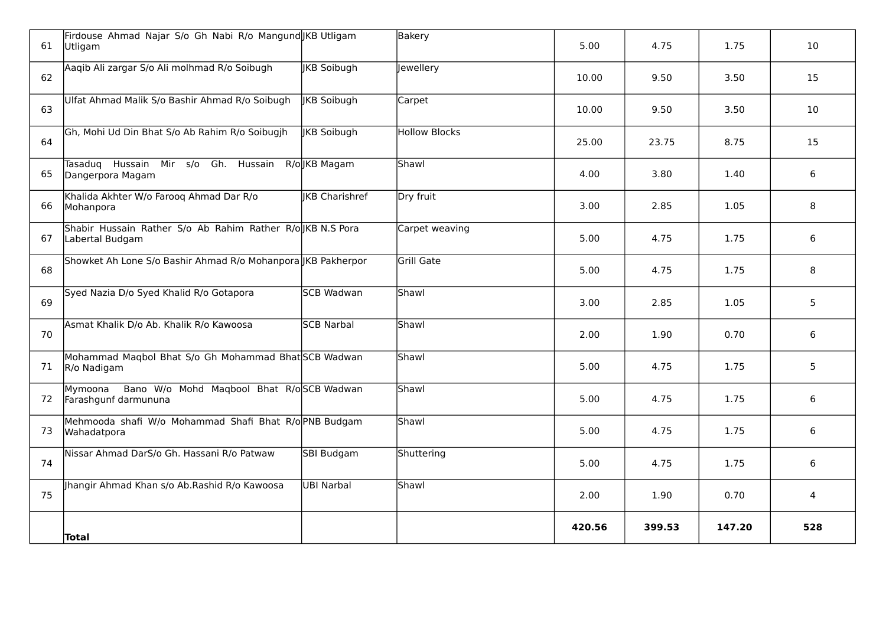| 61 | Firdouse Ahmad Najar S/o Gh Nabi R/o Mangund Utligam | JKB Utligam | Bakery | 5.00 | 4.75 | 1.75 | 10 |
|---|---|---|---|---|---|---|---|
| 62 | Aaqib Ali zargar S/o Ali molhmad R/o Soibugh | JKB Soibugh | Jewellery | 10.00 | 9.50 | 3.50 | 15 |
| 63 | Ulfat Ahmad Malik S/o Bashir Ahmad R/o Soibugh | JKB Soibugh | Carpet | 10.00 | 9.50 | 3.50 | 10 |
| 64 | Gh, Mohi Ud Din Bhat S/o Ab Rahim R/o Soibugjh | JKB Soibugh | Hollow Blocks | 25.00 | 23.75 | 8.75 | 15 |
| 65 | Tasaduq Hussain Mir s/o Gh. Hussain R/o Dangerpora Magam | JKB Magam | Shawl | 4.00 | 3.80 | 1.40 | 6 |
| 66 | Khalida Akhter W/o Farooq Ahmad Dar R/o Mohanpora | JKB Charishref | Dry fruit | 3.00 | 2.85 | 1.05 | 8 |
| 67 | Shabir Hussain Rather S/o Ab Rahim Rather R/o Labertal Budgam | JKB N.S Pora | Carpet weaving | 5.00 | 4.75 | 1.75 | 6 |
| 68 | Showket Ah Lone S/o Bashir Ahmad R/o Mohanpora | JKB Pakherpor | Grill Gate | 5.00 | 4.75 | 1.75 | 8 |
| 69 | Syed Nazia D/o Syed Khalid R/o Gotapora | SCB Wadwan | Shawl | 3.00 | 2.85 | 1.05 | 5 |
| 70 | Asmat Khalik D/o Ab. Khalik R/o Kawoosa | SCB Narbal | Shawl | 2.00 | 1.90 | 0.70 | 6 |
| 71 | Mohammad Maqbol Bhat S/o Gh Mohammad Bhat R/o Nadigam | SCB Wadwan | Shawl | 5.00 | 4.75 | 1.75 | 5 |
| 72 | Mymoona Bano W/o Mohd Maqbool Bhat R/o Farashgunf darmununa | SCB Wadwan | Shawl | 5.00 | 4.75 | 1.75 | 6 |
| 73 | Mehmooda shafi W/o Mohammad Shafi Bhat R/o Wahadatpora | PNB Budgam | Shawl | 5.00 | 4.75 | 1.75 | 6 |
| 74 | Nissar Ahmad DarS/o Gh. Hassani R/o Patwaw | SBI Budgam | Shuttering | 5.00 | 4.75 | 1.75 | 6 |
| 75 | Jhangir Ahmad Khan s/o Ab.Rashid R/o Kawoosa | UBI Narbal | Shawl | 2.00 | 1.90 | 0.70 | 4 |
| | **Total** | | | **420.56** | **399.53** | **147.20** | **528** |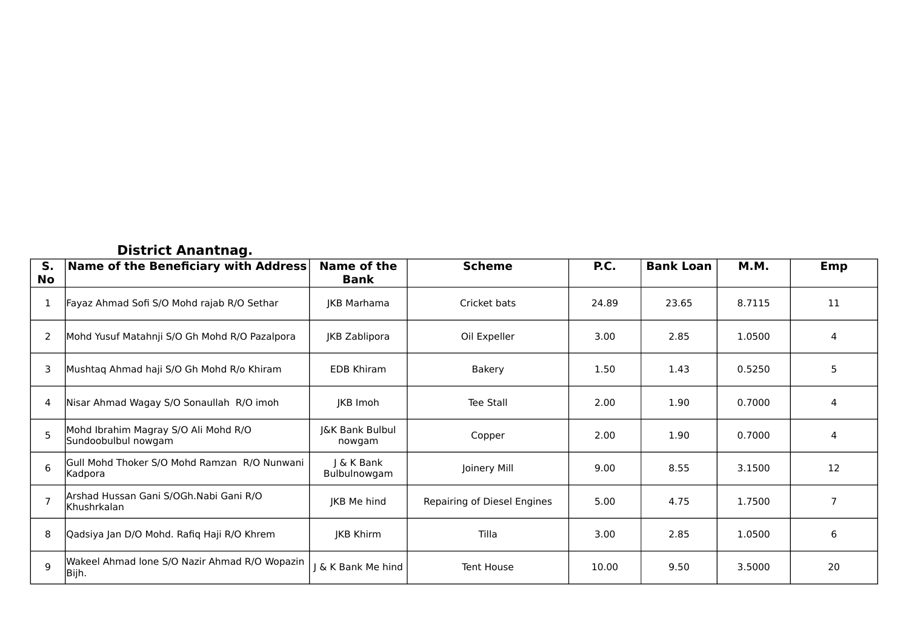## District Anantnag.

| S. No | Name of the Beneficiary with Address | Name of the Bank | Scheme | P.C. | Bank Loan | M.M. | Emp |
|---|---|---|---|---|---|---|---|
| 1 | Fayaz Ahmad Sofi S/O Mohd rajab R/O Sethar | JKB Marhama | Cricket bats | 24.89 | 23.65 | 8.7115 | 11 |
| 2 | Mohd Yusuf Matahnji S/O Gh Mohd R/O Pazalpora | JKB Zablipora | Oil Expeller | 3.00 | 2.85 | 1.0500 | 4 |
| 3 | Mushtaq Ahmad haji S/O Gh Mohd R/o Khiram | EDB Khiram | Bakery | 1.50 | 1.43 | 0.5250 | 5 |
| 4 | Nisar Ahmad Wagay S/O Sonaullah R/O imoh | JKB Imoh | Tee Stall | 2.00 | 1.90 | 0.7000 | 4 |
| 5 | Mohd Ibrahim Magray S/O Ali Mohd R/O Sundoobulbul nowgam | J&K Bank Bulbul nowgam | Copper | 2.00 | 1.90 | 0.7000 | 4 |
| 6 | Gull Mohd Thoker S/O Mohd Ramzan R/O Nunwani Kadpora | J & K Bank Bulbulnowgam | Joinery Mill | 9.00 | 8.55 | 3.1500 | 12 |
| 7 | Arshad Hussan Gani S/OGh.Nabi Gani R/O Khushrkalan | JKB Me hind | Repairing of Diesel Engines | 5.00 | 4.75 | 1.7500 | 7 |
| 8 | Qadsiya Jan D/O Mohd. Rafiq Haji R/O Khrem | JKB Khirm | Tilla | 3.00 | 2.85 | 1.0500 | 6 |
| 9 | Wakeel Ahmad lone S/O Nazir Ahmad R/O Wopazin Bijh. | J & K Bank Me hind | Tent House | 10.00 | 9.50 | 3.5000 | 20 |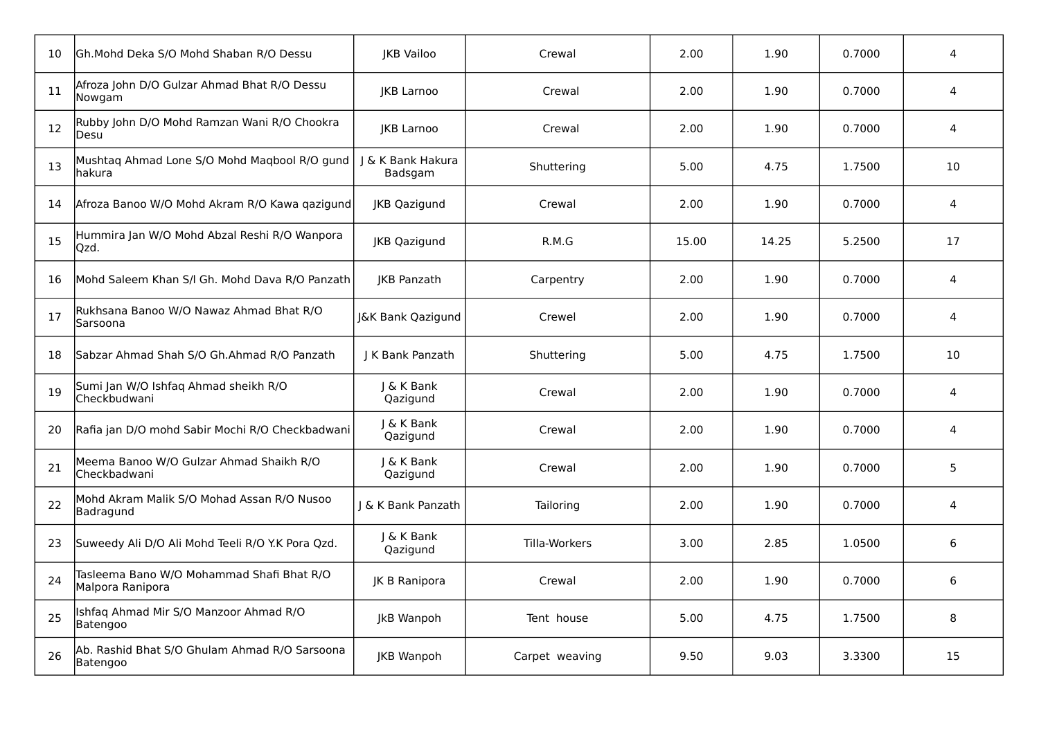| 10 | Gh.Mohd Deka S/O Mohd Shaban R/O Dessu | JKB Vailoo | Crewal | 2.00 | 1.90 | 0.7000 | 4 |
|---|---|---|---|---|---|---|---|
| 11 | Afroza John D/O Gulzar Ahmad Bhat R/O Dessu Nowgam | JKB Larnoo | Crewal | 2.00 | 1.90 | 0.7000 | 4 |
| 12 | Rubby John D/O Mohd Ramzan Wani R/O Chookra Desu | JKB Larnoo | Crewal | 2.00 | 1.90 | 0.7000 | 4 |
| 13 | Mushtaq Ahmad Lone S/O Mohd Maqbool R/O gund hakura | J & K Bank Hakura Badsgam | Shuttering | 5.00 | 4.75 | 1.7500 | 10 |
| 14 | Afroza Banoo W/O Mohd Akram R/O Kawa qazigund | JKB Qazigund | Crewal | 2.00 | 1.90 | 0.7000 | 4 |
| 15 | Hummira Jan W/O Mohd Abzal Reshi R/O Wanpora Qzd. | JKB Qazigund | R.M.G | 15.00 | 14.25 | 5.2500 | 17 |
| 16 | Mohd Saleem Khan S/l Gh. Mohd Dava R/O Panzath | JKB Panzath | Carpentry | 2.00 | 1.90 | 0.7000 | 4 |
| 17 | Rukhsana Banoo W/O Nawaz Ahmad Bhat R/O Sarsoona | J&K Bank Qazigund | Crewel | 2.00 | 1.90 | 0.7000 | 4 |
| 18 | Sabzar Ahmad Shah S/O Gh.Ahmad R/O Panzath | J K Bank Panzath | Shuttering | 5.00 | 4.75 | 1.7500 | 10 |
| 19 | Sumi Jan W/O Ishfaq Ahmad sheikh R/O Checkbudwani | J & K Bank Qazigund | Crewal | 2.00 | 1.90 | 0.7000 | 4 |
| 20 | Rafia jan D/O mohd Sabir Mochi R/O Checkbadwani | J & K Bank Qazigund | Crewal | 2.00 | 1.90 | 0.7000 | 4 |
| 21 | Meema Banoo W/O Gulzar Ahmad Shaikh R/O Checkbadwani | J & K Bank Qazigund | Crewal | 2.00 | 1.90 | 0.7000 | 5 |
| 22 | Mohd Akram Malik S/O Mohad Assan R/O Nusoo Badragund | J & K Bank Panzath | Tailoring | 2.00 | 1.90 | 0.7000 | 4 |
| 23 | Suweedy Ali D/O Ali Mohd Teeli R/O Y.K Pora Qzd. | J & K Bank Qazigund | Tilla-Workers | 3.00 | 2.85 | 1.0500 | 6 |
| 24 | Tasleema Bano W/O Mohammad Shafi Bhat R/O Malpora Ranipora | JK B Ranipora | Crewal | 2.00 | 1.90 | 0.7000 | 6 |
| 25 | Ishfaq Ahmad Mir S/O Manzoor Ahmad R/O Batengoo | JkB Wanpoh | Tent house | 5.00 | 4.75 | 1.7500 | 8 |
| 26 | Ab. Rashid Bhat S/O Ghulam Ahmad R/O Sarsoona Batengoo | JKB Wanpoh | Carpet weaving | 9.50 | 9.03 | 3.3300 | 15 |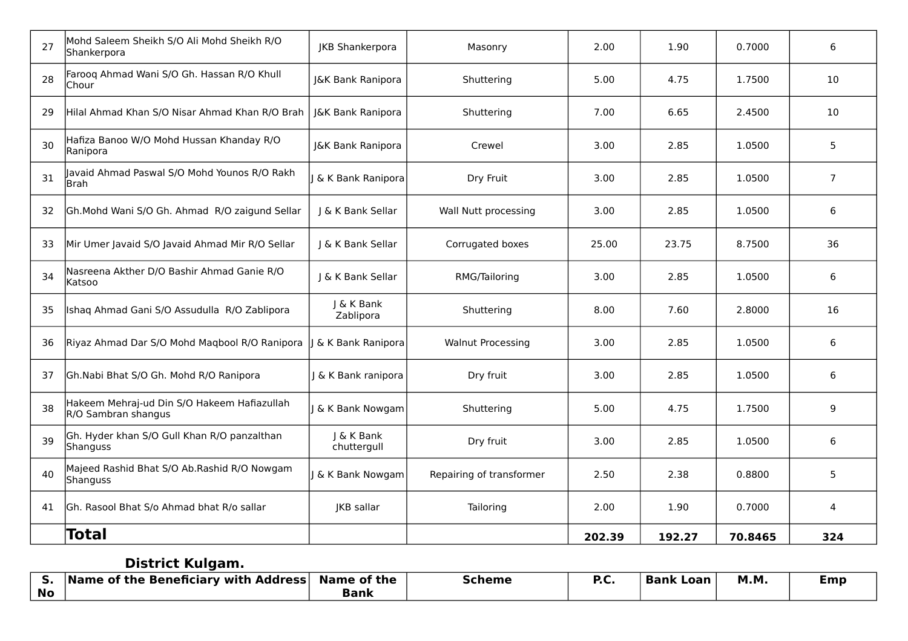| | | | | | | | |
|---|---|---|---|---|---|---|---|
| 27 | Mohd Saleem Sheikh S/O Ali Mohd Sheikh R/O Shankerpora | JKB Shankerpora | Masonry | 2.00 | 1.90 | 0.7000 | 6 |
| 28 | Farooq Ahmad Wani S/O Gh. Hassan R/O Khull Chour | J&K Bank Ranipora | Shuttering | 5.00 | 4.75 | 1.7500 | 10 |
| 29 | Hilal Ahmad Khan S/O Nisar Ahmad Khan R/O Brah | J&K Bank Ranipora | Shuttering | 7.00 | 6.65 | 2.4500 | 10 |
| 30 | Hafiza Banoo W/O Mohd Hussan Khanday R/O Ranipora | J&K Bank Ranipora | Crewel | 3.00 | 2.85 | 1.0500 | 5 |
| 31 | Javaid Ahmad Paswal S/O Mohd Younos R/O Rakh Brah | J & K Bank Ranipora | Dry Fruit | 3.00 | 2.85 | 1.0500 | 7 |
| 32 | Gh.Mohd Wani S/O Gh. Ahmad R/O zaigund Sellar | J & K Bank Sellar | Wall Nutt processing | 3.00 | 2.85 | 1.0500 | 6 |
| 33 | Mir Umer Javaid S/O Javaid Ahmad Mir R/O Sellar | J & K Bank Sellar | Corrugated boxes | 25.00 | 23.75 | 8.7500 | 36 |
| 34 | Nasreena Akther D/O Bashir Ahmad Ganie R/O Katsoo | J & K Bank Sellar | RMG/Tailoring | 3.00 | 2.85 | 1.0500 | 6 |
| 35 | Ishaq Ahmad Gani S/O Assudulla R/O Zablipora | J & K Bank Zablipora | Shuttering | 8.00 | 7.60 | 2.8000 | 16 |
| 36 | Riyaz Ahmad Dar S/O Mohd Maqbool R/O Ranipora | J & K Bank Ranipora | Walnut Processing | 3.00 | 2.85 | 1.0500 | 6 |
| 37 | Gh.Nabi Bhat S/O Gh. Mohd R/O Ranipora | J & K Bank ranipora | Dry fruit | 3.00 | 2.85 | 1.0500 | 6 |
| 38 | Hakeem Mehraj-ud Din S/O Hakeem Hafiazullah R/O Sambran shangus | J & K Bank Nowgam | Shuttering | 5.00 | 4.75 | 1.7500 | 9 |
| 39 | Gh. Hyder khan S/O Gull Khan R/O panzalthan Shanguss | J & K Bank chuttergull | Dry fruit | 3.00 | 2.85 | 1.0500 | 6 |
| 40 | Majeed Rashid Bhat S/O Ab.Rashid R/O Nowgam Shanguss | J & K Bank Nowgam | Repairing of transformer | 2.50 | 2.38 | 0.8800 | 5 |
| 41 | Gh. Rasool Bhat S/o Ahmad bhat R/o sallar | JKB sallar | Tailoring | 2.00 | 1.90 | 0.7000 | 4 |
| | **Total** | | | **202.39** | **192.27** | **70.8465** | **324** |

## District Kulgam.

| S. No | Name of the Beneficiary with Address | Name of the Bank | Scheme | P.C. | Bank Loan | M.M. | Emp |
|---|---|---|---|---|---|---|---|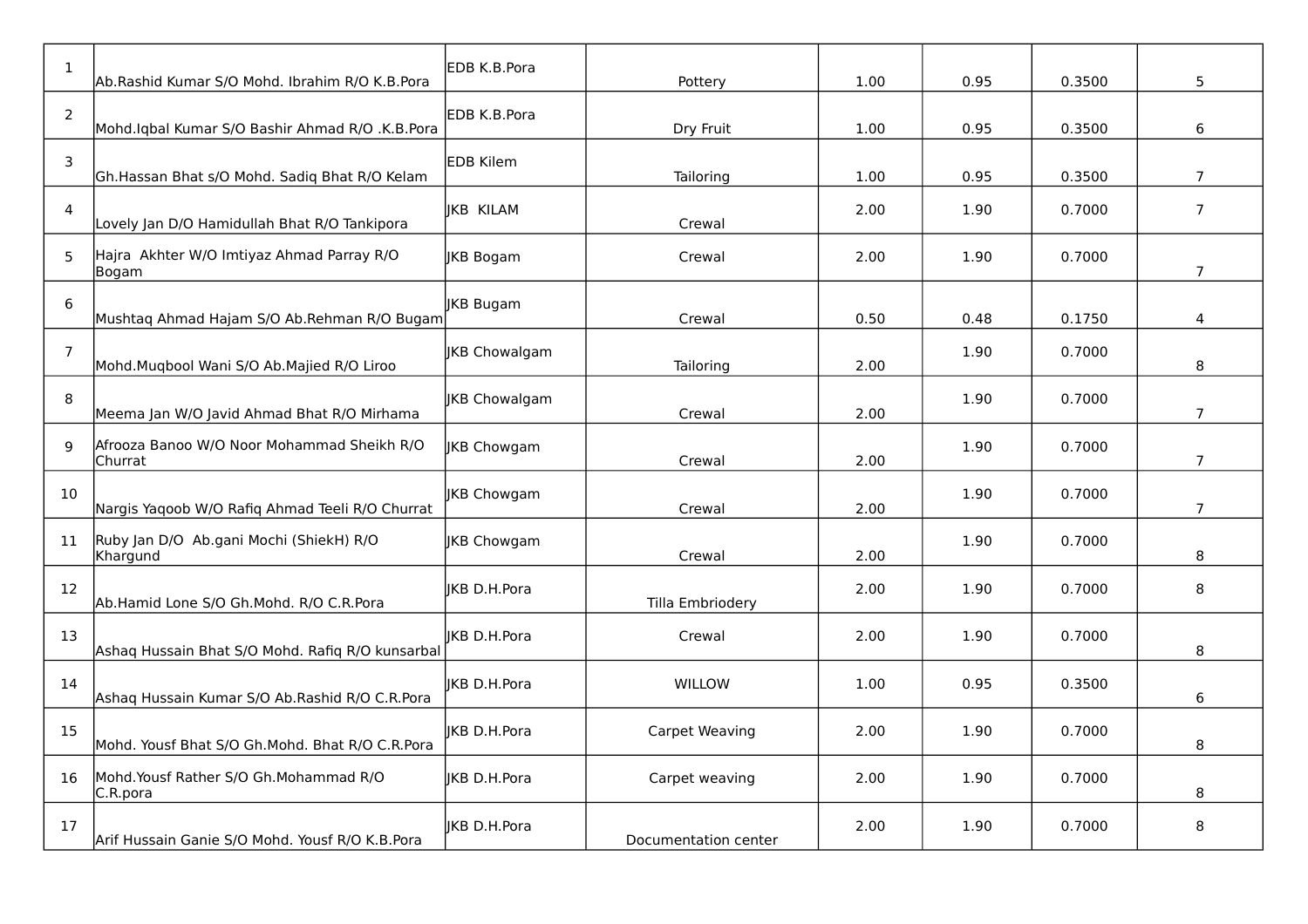| | | | | | | | |
|---|---|---|---|---|---|---|---|
| 1 | Ab.Rashid Kumar S/O Mohd. Ibrahim R/O K.B.Pora | EDB K.B.Pora | Pottery | 1.00 | 0.95 | 0.3500 | 5 |
| 2 | Mohd.Iqbal Kumar S/O Bashir Ahmad R/O .K.B.Pora | EDB K.B.Pora | Dry Fruit | 1.00 | 0.95 | 0.3500 | 6 |
| 3 | Gh.Hassan Bhat s/O Mohd. Sadiq Bhat R/O Kelam | EDB Kilem | Tailoring | 1.00 | 0.95 | 0.3500 | 7 |
| 4 | Lovely Jan D/O Hamidullah Bhat R/O Tankipora | JKB KILAM | Crewal | 2.00 | 1.90 | 0.7000 | 7 |
| 5 | Hajra Akhter W/O Imtiyaz Ahmad Parray R/O Bogam | JKB Bogam | Crewal | 2.00 | 1.90 | 0.7000 | 7 |
| 6 | Mushtaq Ahmad Hajam S/O Ab.Rehman R/O Bugam | JKB Bugam | Crewal | 0.50 | 0.48 | 0.1750 | 4 |
| 7 | Mohd.Muqbool Wani S/O Ab.Majied R/O Liroo | JKB Chowalgam | Tailoring | 2.00 | 1.90 | 0.7000 | 8 |
| 8 | Meema Jan W/O Javid Ahmad Bhat R/O Mirhama | JKB Chowalgam | Crewal | 2.00 | 1.90 | 0.7000 | 7 |
| 9 | Afrooza Banoo W/O Noor Mohammad Sheikh R/O Churrat | JKB Chowgam | Crewal | 2.00 | 1.90 | 0.7000 | 7 |
| 10 | Nargis Yaqoob W/O Rafiq Ahmad Teeli R/O Churrat | JKB Chowgam | Crewal | 2.00 | 1.90 | 0.7000 | 7 |
| 11 | Ruby Jan D/O Ab.gani Mochi (ShiekH) R/O Khargund | JKB Chowgam | Crewal | 2.00 | 1.90 | 0.7000 | 8 |
| 12 | Ab.Hamid Lone S/O Gh.Mohd. R/O C.R.Pora | JKB D.H.Pora | Tilla Embriodery | 2.00 | 1.90 | 0.7000 | 8 |
| 13 | Ashaq Hussain Bhat S/O Mohd. Rafiq R/O kunsarbal | JKB D.H.Pora | Crewal | 2.00 | 1.90 | 0.7000 | 8 |
| 14 | Ashaq Hussain Kumar S/O Ab.Rashid R/O C.R.Pora | JKB D.H.Pora | WILLOW | 1.00 | 0.95 | 0.3500 | 6 |
| 15 | Mohd. Yousf Bhat S/O Gh.Mohd. Bhat R/O C.R.Pora | JKB D.H.Pora | Carpet Weaving | 2.00 | 1.90 | 0.7000 | 8 |
| 16 | Mohd.Yousf Rather S/O Gh.Mohammad R/O C.R.pora | JKB D.H.Pora | Carpet weaving | 2.00 | 1.90 | 0.7000 | 8 |
| 17 | Arif Hussain Ganie S/O Mohd. Yousf R/O K.B.Pora | JKB D.H.Pora | Documentation center | 2.00 | 1.90 | 0.7000 | 8 |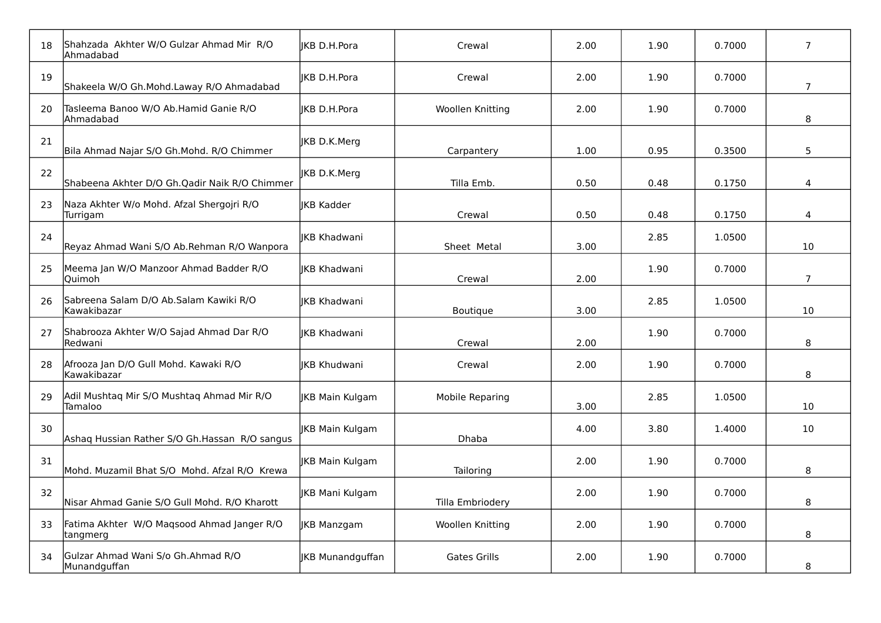| 18 | Shahzada Akhter W/O Gulzar Ahmad Mir R/O Ahmadabad | JKB D.H.Pora | Crewal | 2.00 | 1.90 | 0.7000 | 7 |
|---|---|---|---|---|---|---|---|
| 19 | Shakeela W/O Gh.Mohd.Laway R/O Ahmadabad | JKB D.H.Pora | Crewal | 2.00 | 1.90 | 0.7000 | 7 |
| 20 | Tasleema Banoo W/O Ab.Hamid Ganie R/O Ahmadabad | JKB D.H.Pora | Woollen Knitting | 2.00 | 1.90 | 0.7000 | 8 |
| 21 | Bila Ahmad Najar S/O Gh.Mohd. R/O Chimmer | JKB D.K.Merg | Carpantery | 1.00 | 0.95 | 0.3500 | 5 |
| 22 | Shabeena Akhter D/O Gh.Qadir Naik R/O Chimmer | JKB D.K.Merg | Tilla Emb. | 0.50 | 0.48 | 0.1750 | 4 |
| 23 | Naza Akhter W/o Mohd. Afzal Shergojri R/O Turrigam | JKB Kadder | Crewal | 0.50 | 0.48 | 0.1750 | 4 |
| 24 | Reyaz Ahmad Wani S/O Ab.Rehman R/O Wanpora | JKB Khadwani | Sheet Metal | 3.00 | 2.85 | 1.0500 | 10 |
| 25 | Meema Jan W/O Manzoor Ahmad Badder R/O Quimoh | JKB Khadwani | Crewal | 2.00 | 1.90 | 0.7000 | 7 |
| 26 | Sabreena Salam D/O Ab.Salam Kawiki R/O Kawakibazar | JKB Khadwani | Boutique | 3.00 | 2.85 | 1.0500 | 10 |
| 27 | Shabrooza Akhter W/O Sajad Ahmad Dar R/O Redwani | JKB Khadwani | Crewal | 2.00 | 1.90 | 0.7000 | 8 |
| 28 | Afrooza Jan D/O Gull Mohd. Kawaki R/O Kawakibazar | JKB Khudwani | Crewal | 2.00 | 1.90 | 0.7000 | 8 |
| 29 | Adil Mushtaq Mir S/O Mushtaq Ahmad Mir R/O Tamaloo | JKB Main Kulgam | Mobile Reparing | 3.00 | 2.85 | 1.0500 | 10 |
| 30 | Ashaq Hussian Rather S/O Gh.Hassan R/O sangus | JKB Main Kulgam | Dhaba | 4.00 | 3.80 | 1.4000 | 10 |
| 31 | Mohd. Muzamil Bhat S/O Mohd. Afzal R/O Krewa | JKB Main Kulgam | Tailoring | 2.00 | 1.90 | 0.7000 | 8 |
| 32 | Nisar Ahmad Ganie S/O Gull Mohd. R/O Kharott | JKB Mani Kulgam | Tilla Embriodery | 2.00 | 1.90 | 0.7000 | 8 |
| 33 | Fatima Akhter W/O Maqsood Ahmad Janger R/O tangmerg | JKB Manzgam | Woollen Knitting | 2.00 | 1.90 | 0.7000 | 8 |
| 34 | Gulzar Ahmad Wani S/o Gh.Ahmad R/O Munandguffan | JKB Munandguffan | Gates Grills | 2.00 | 1.90 | 0.7000 | 8 |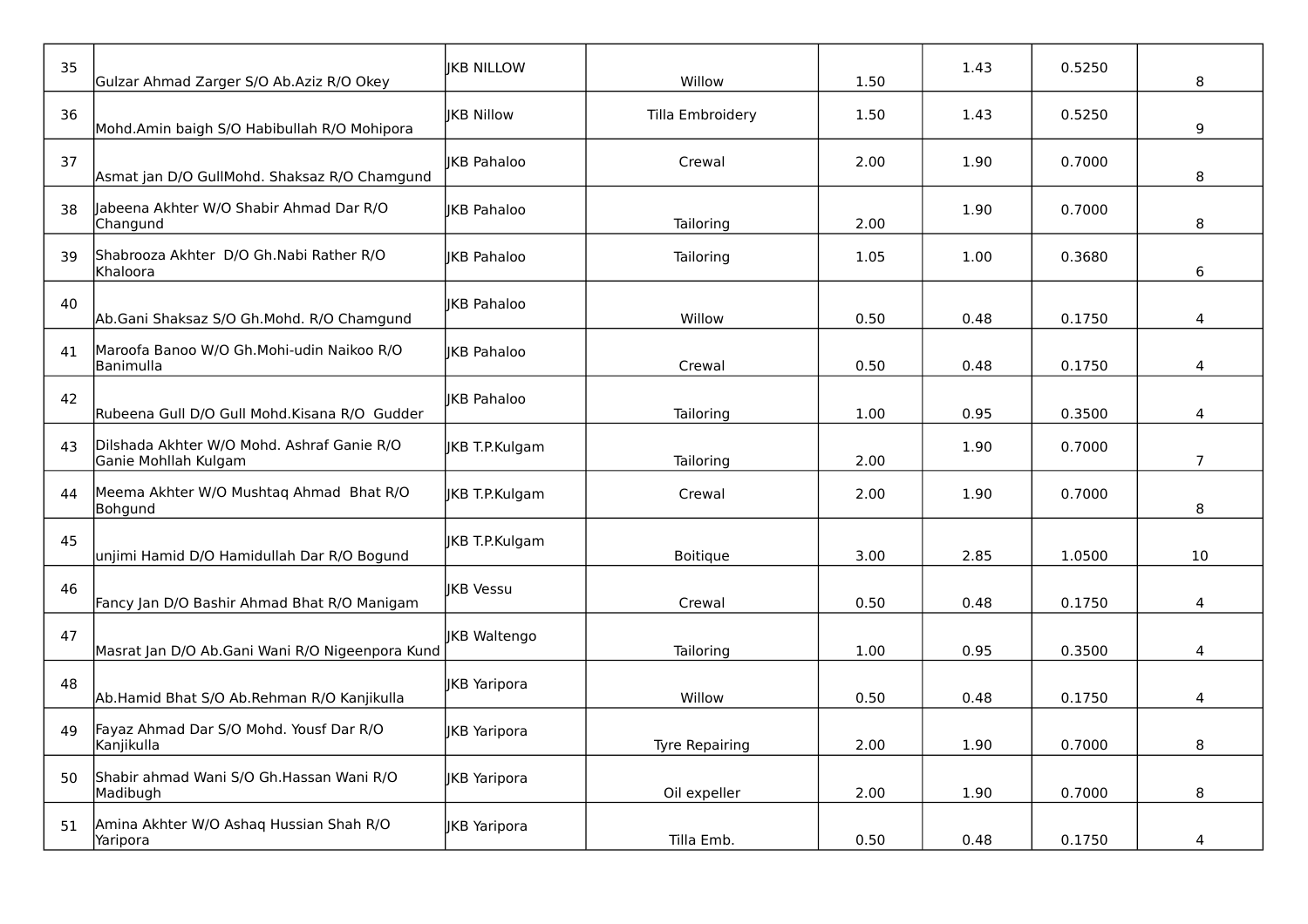| | | | | | | | |
|---|---|---|---|---|---|---|---|
| 35 | Gulzar Ahmad Zarger S/O Ab.Aziz R/O Okey | JKB NILLOW | Willow | 1.50 | 1.43 | 0.5250 | 8 |
| 36 | Mohd.Amin baigh S/O Habibullah R/O Mohipora | JKB Nillow | Tilla Embroidery | 1.50 | 1.43 | 0.5250 | 9 |
| 37 | Asmat jan D/O GullMohd. Shaksaz R/O Chamgund | JKB Pahaloo | Crewal | 2.00 | 1.90 | 0.7000 | 8 |
| 38 | Jabeena Akhter W/O Shabir Ahmad Dar R/O Changund | JKB Pahaloo | Tailoring | 2.00 | 1.90 | 0.7000 | 8 |
| 39 | Shabrooza Akhter D/O Gh.Nabi Rather R/O Khaloora | JKB Pahaloo | Tailoring | 1.05 | 1.00 | 0.3680 | 6 |
| 40 | Ab.Gani Shaksaz S/O Gh.Mohd. R/O Chamgund | JKB Pahaloo | Willow | 0.50 | 0.48 | 0.1750 | 4 |
| 41 | Maroofa Banoo W/O Gh.Mohi-udin Naikoo R/O Banimulla | JKB Pahaloo | Crewal | 0.50 | 0.48 | 0.1750 | 4 |
| 42 | Rubeena Gull D/O Gull Mohd.Kisana R/O Gudder | JKB Pahaloo | Tailoring | 1.00 | 0.95 | 0.3500 | 4 |
| 43 | Dilshada Akhter W/O Mohd. Ashraf Ganie R/O Ganie Mohllah Kulgam | JKB T.P.Kulgam | Tailoring | 2.00 | 1.90 | 0.7000 | 7 |
| 44 | Meema Akhter W/O Mushtaq Ahmad Bhat R/O Bohgund | JKB T.P.Kulgam | Crewal | 2.00 | 1.90 | 0.7000 | 8 |
| 45 | unjimi Hamid D/O Hamidullah Dar R/O Bogund | JKB T.P.Kulgam | Boitique | 3.00 | 2.85 | 1.0500 | 10 |
| 46 | Fancy Jan D/O Bashir Ahmad Bhat R/O Manigam | JKB Vessu | Crewal | 0.50 | 0.48 | 0.1750 | 4 |
| 47 | Masrat Jan D/O Ab.Gani Wani R/O Nigeenpora Kund | JKB Waltengo | Tailoring | 1.00 | 0.95 | 0.3500 | 4 |
| 48 | Ab.Hamid Bhat S/O Ab.Rehman R/O Kanjikulla | JKB Yaripora | Willow | 0.50 | 0.48 | 0.1750 | 4 |
| 49 | Fayaz Ahmad Dar S/O Mohd. Yousf Dar R/O Kanjikulla | JKB Yaripora | Tyre Repairing | 2.00 | 1.90 | 0.7000 | 8 |
| 50 | Shabir ahmad Wani S/O Gh.Hassan Wani R/O Madibugh | JKB Yaripora | Oil expeller | 2.00 | 1.90 | 0.7000 | 8 |
| 51 | Amina Akhter W/O Ashaq Hussian Shah R/O Yaripora | JKB Yaripora | Tilla Emb. | 0.50 | 0.48 | 0.1750 | 4 |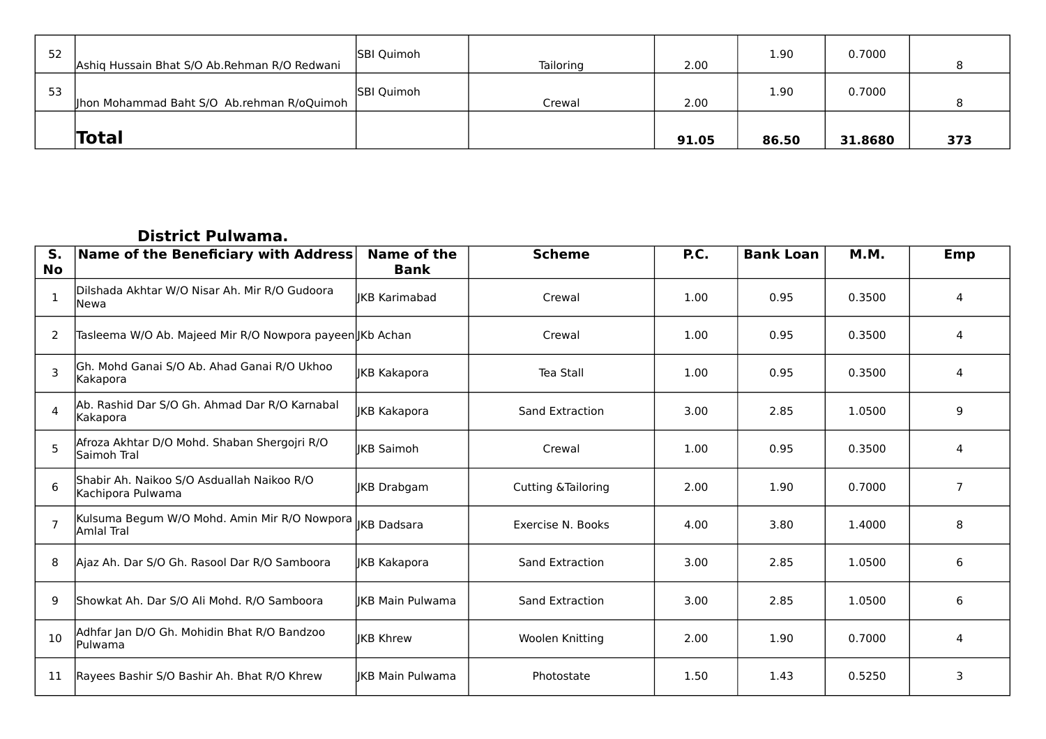| | | | | | | | |
|---|---|---|---|---|---|---|---|
| 52 | Ashiq Hussain Bhat S/O Ab.Rehman R/O Redwani | SBI Quimoh | Tailoring | 2.00 | 1.90 | 0.7000 | 8 |
| 53 | Jhon Mohammad Baht S/O Ab.rehman R/oQuimoh | SBI Quimoh | Crewal | 2.00 | 1.90 | 0.7000 | 8 |
| | **Total** | | | **91.05** | **86.50** | **31.8680** | **373** |

### District Pulwama.

| S. No | Name of the Beneficiary with Address | Name of the Bank | Scheme | P.C. | Bank Loan | M.M. | Emp |
|---|---|---|---|---|---|---|---|
| 1 | Dilshada Akhtar W/O Nisar Ah. Mir R/O Gudoora Newa | JKB Karimabad | Crewal | 1.00 | 0.95 | 0.3500 | 4 |
| 2 | Tasleema W/O Ab. Majeed Mir R/O Nowpora payeen | JKb Achan | Crewal | 1.00 | 0.95 | 0.3500 | 4 |
| 3 | Gh. Mohd Ganai S/O Ab. Ahad Ganai R/O Ukhoo Kakapora | JKB Kakapora | Tea Stall | 1.00 | 0.95 | 0.3500 | 4 |
| 4 | Ab. Rashid Dar S/O Gh. Ahmad Dar R/O Karnabal Kakapora | JKB Kakapora | Sand Extraction | 3.00 | 2.85 | 1.0500 | 9 |
| 5 | Afroza Akhtar D/O Mohd. Shaban Shergojri R/O Saimoh Tral | JKB Saimoh | Crewal | 1.00 | 0.95 | 0.3500 | 4 |
| 6 | Shabir Ah. Naikoo S/O Asduallah Naikoo R/O Kachipora Pulwama | JKB Drabgam | Cutting &Tailoring | 2.00 | 1.90 | 0.7000 | 7 |
| 7 | Kulsuma Begum W/O Mohd. Amin Mir R/O Nowpora Amlal Tral | JKB Dadsara | Exercise N. Books | 4.00 | 3.80 | 1.4000 | 8 |
| 8 | Ajaz Ah. Dar S/O Gh. Rasool Dar R/O Samboora | JKB Kakapora | Sand Extraction | 3.00 | 2.85 | 1.0500 | 6 |
| 9 | Showkat Ah. Dar S/O Ali Mohd. R/O Samboora | JKB Main Pulwama | Sand Extraction | 3.00 | 2.85 | 1.0500 | 6 |
| 10 | Adhfar Jan D/O Gh. Mohidin Bhat R/O Bandzoo Pulwama | JKB Khrew | Woolen Knitting | 2.00 | 1.90 | 0.7000 | 4 |
| 11 | Rayees Bashir S/O Bashir Ah. Bhat R/O Khrew | JKB Main Pulwama | Photostate | 1.50 | 1.43 | 0.5250 | 3 |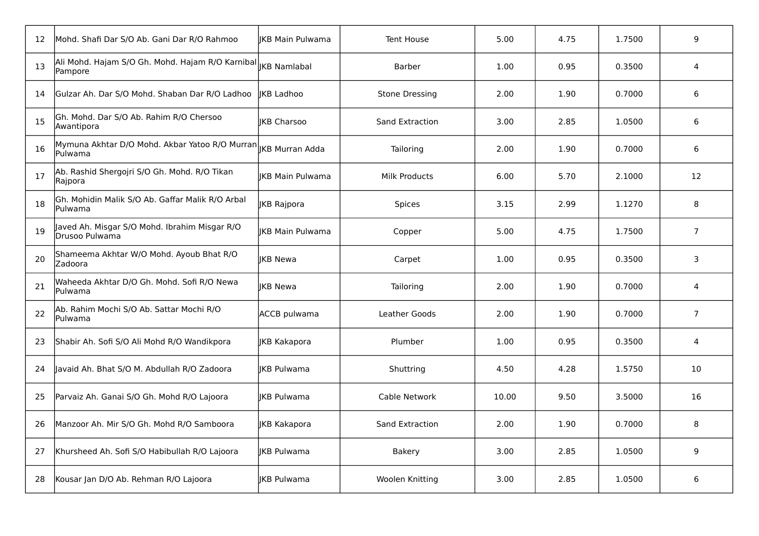| | | | | | | | |
|---|---|---|---|---|---|---|---|
| 12 | Mohd. Shafi Dar S/O Ab. Gani Dar R/O Rahmoo | JKB Main Pulwama | Tent House | 5.00 | 4.75 | 1.7500 | 9 |
| 13 | Ali Mohd. Hajam S/O Gh. Mohd. Hajam R/O Karnibal Pampore | JKB Namlabal | Barber | 1.00 | 0.95 | 0.3500 | 4 |
| 14 | Gulzar Ah. Dar S/O Mohd. Shaban Dar R/O Ladhoo | JKB Ladhoo | Stone Dressing | 2.00 | 1.90 | 0.7000 | 6 |
| 15 | Gh. Mohd. Dar S/O Ab. Rahim R/O Chersoo Awantipora | JKB Charsoo | Sand Extraction | 3.00 | 2.85 | 1.0500 | 6 |
| 16 | Mymuna Akhtar D/O Mohd. Akbar Yatoo R/O Murran Pulwama | JKB Murran Adda | Tailoring | 2.00 | 1.90 | 0.7000 | 6 |
| 17 | Ab. Rashid Shergojri S/O Gh. Mohd. R/O Tikan Rajpora | JKB Main Pulwama | Milk Products | 6.00 | 5.70 | 2.1000 | 12 |
| 18 | Gh. Mohidin Malik S/O Ab. Gaffar Malik R/O Arbal Pulwama | JKB Rajpora | Spices | 3.15 | 2.99 | 1.1270 | 8 |
| 19 | Javed Ah. Misgar S/O Mohd. Ibrahim Misgar R/O Drusoo Pulwama | JKB Main Pulwama | Copper | 5.00 | 4.75 | 1.7500 | 7 |
| 20 | Shameema Akhtar W/O Mohd. Ayoub Bhat R/O Zadoora | JKB Newa | Carpet | 1.00 | 0.95 | 0.3500 | 3 |
| 21 | Waheeda Akhtar D/O Gh. Mohd. Sofi R/O Newa Pulwama | JKB Newa | Tailoring | 2.00 | 1.90 | 0.7000 | 4 |
| 22 | Ab. Rahim Mochi S/O Ab. Sattar Mochi R/O Pulwama | ACCB pulwama | Leather Goods | 2.00 | 1.90 | 0.7000 | 7 |
| 23 | Shabir Ah. Sofi S/O Ali Mohd R/O Wandikpora | JKB Kakapora | Plumber | 1.00 | 0.95 | 0.3500 | 4 |
| 24 | Javaid Ah. Bhat S/O M. Abdullah R/O Zadoora | JKB Pulwama | Shuttring | 4.50 | 4.28 | 1.5750 | 10 |
| 25 | Parvaiz Ah. Ganai S/O Gh. Mohd R/O Lajoora | JKB Pulwama | Cable Network | 10.00 | 9.50 | 3.5000 | 16 |
| 26 | Manzoor Ah. Mir S/O Gh. Mohd R/O Samboora | JKB Kakapora | Sand Extraction | 2.00 | 1.90 | 0.7000 | 8 |
| 27 | Khursheed Ah. Sofi S/O Habibullah R/O Lajoora | JKB Pulwama | Bakery | 3.00 | 2.85 | 1.0500 | 9 |
| 28 | Kousar Jan D/O Ab. Rehman R/O Lajoora | JKB Pulwama | Woolen Knitting | 3.00 | 2.85 | 1.0500 | 6 |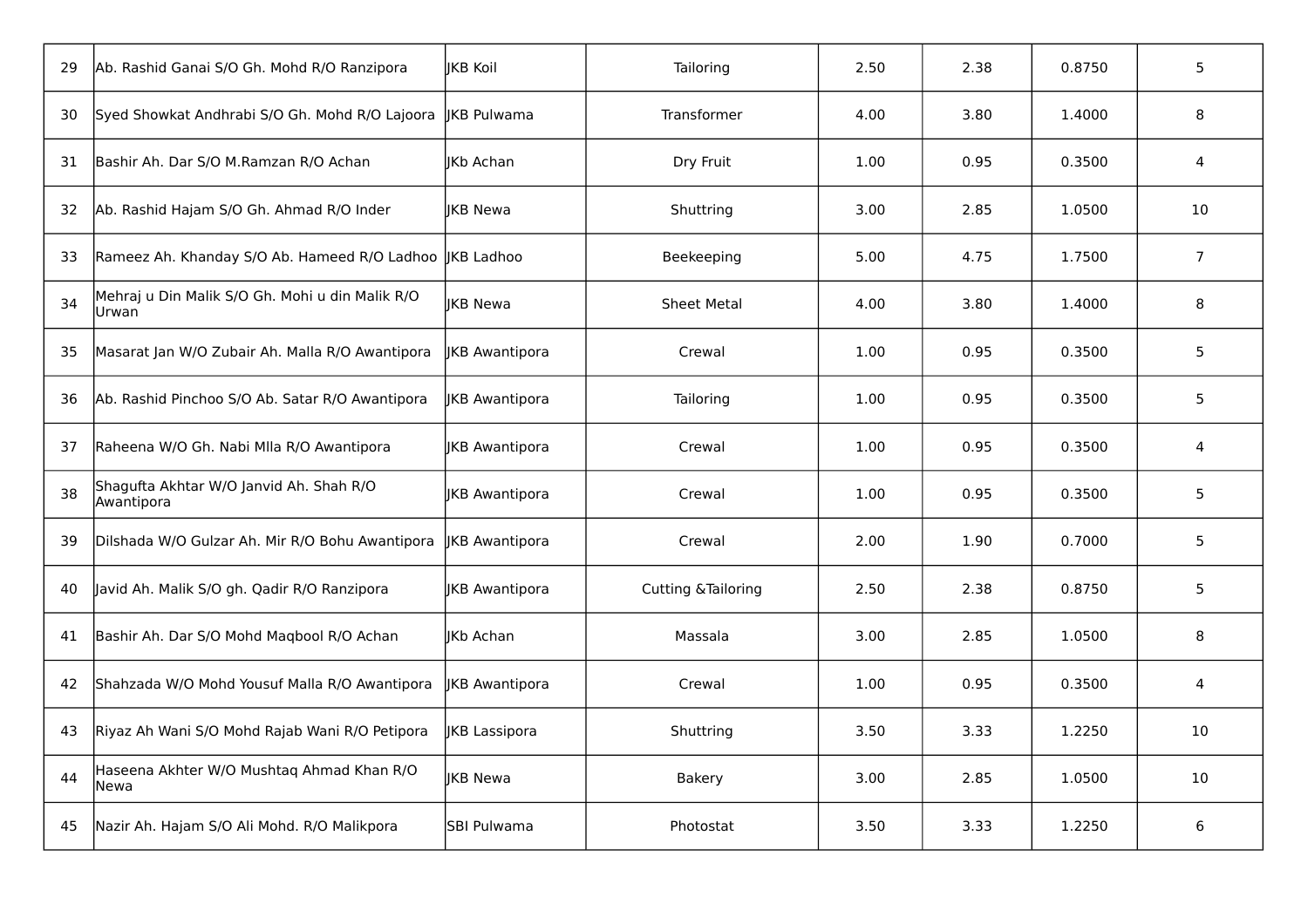| 29 | Ab. Rashid Ganai S/O Gh. Mohd R/O Ranzipora | JKB Koil | Tailoring | 2.50 | 2.38 | 0.8750 | 5 |
|---|---|---|---|---|---|---|---|
| 30 | Syed Showkat Andhrabi S/O Gh. Mohd R/O Lajoora | JKB Pulwama | Transformer | 4.00 | 3.80 | 1.4000 | 8 |
| 31 | Bashir Ah. Dar S/O M.Ramzan R/O Achan | JKb Achan | Dry Fruit | 1.00 | 0.95 | 0.3500 | 4 |
| 32 | Ab. Rashid Hajam S/O Gh. Ahmad R/O Inder | JKB Newa | Shuttring | 3.00 | 2.85 | 1.0500 | 10 |
| 33 | Rameez Ah. Khanday S/O Ab. Hameed R/O Ladhoo | JKB Ladhoo | Beekeeping | 5.00 | 4.75 | 1.7500 | 7 |
| 34 | Mehraj u Din Malik S/O Gh. Mohi u din Malik R/O Urwan | JKB Newa | Sheet Metal | 4.00 | 3.80 | 1.4000 | 8 |
| 35 | Masarat Jan W/O Zubair Ah. Malla R/O Awantipora | JKB Awantipora | Crewal | 1.00 | 0.95 | 0.3500 | 5 |
| 36 | Ab. Rashid Pinchoo S/O Ab. Satar R/O Awantipora | JKB Awantipora | Tailoring | 1.00 | 0.95 | 0.3500 | 5 |
| 37 | Raheena W/O Gh. Nabi Mlla R/O Awantipora | JKB Awantipora | Crewal | 1.00 | 0.95 | 0.3500 | 4 |
| 38 | Shagufta Akhtar W/O Janvid Ah. Shah R/O Awantipora | JKB Awantipora | Crewal | 1.00 | 0.95 | 0.3500 | 5 |
| 39 | Dilshada W/O Gulzar Ah. Mir R/O Bohu Awantipora | JKB Awantipora | Crewal | 2.00 | 1.90 | 0.7000 | 5 |
| 40 | Javid Ah. Malik S/O gh. Qadir R/O Ranzipora | JKB Awantipora | Cutting &Tailoring | 2.50 | 2.38 | 0.8750 | 5 |
| 41 | Bashir Ah. Dar S/O Mohd Maqbool R/O Achan | JKb Achan | Massala | 3.00 | 2.85 | 1.0500 | 8 |
| 42 | Shahzada W/O Mohd Yousuf Malla R/O Awantipora | JKB Awantipora | Crewal | 1.00 | 0.95 | 0.3500 | 4 |
| 43 | Riyaz Ah Wani S/O Mohd Rajab Wani R/O Petipora | JKB Lassipora | Shuttring | 3.50 | 3.33 | 1.2250 | 10 |
| 44 | Haseena Akhter W/O Mushtaq Ahmad Khan R/O Newa | JKB Newa | Bakery | 3.00 | 2.85 | 1.0500 | 10 |
| 45 | Nazir Ah. Hajam S/O Ali Mohd. R/O Malikpora | SBI Pulwama | Photostat | 3.50 | 3.33 | 1.2250 | 6 |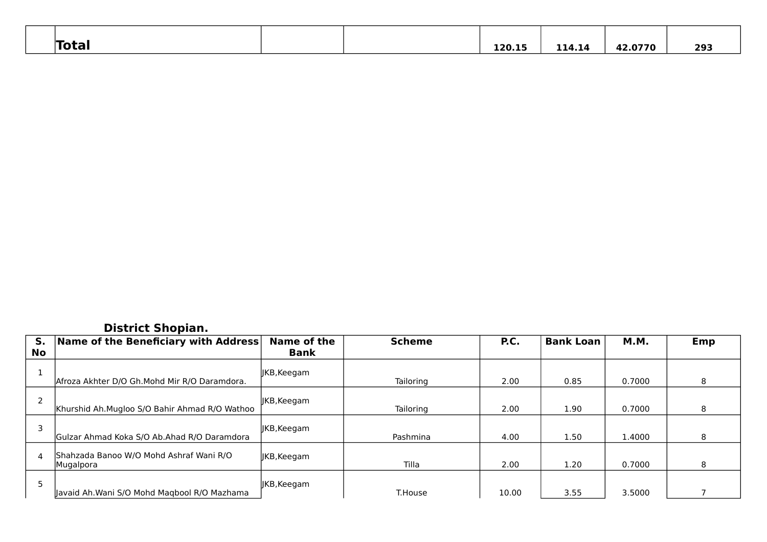| | Total | | | 120.15 | 114.14 | 42.0770 | 293 |
|---|---|---|---|---|---|---|---|

**District Shopian.**

| S. No | Name of the Beneficiary with Address | Name of the Bank | Scheme | P.C. | Bank Loan | M.M. | Emp |
|---|---|---|---|---|---|---|---|
| 1 | Afroza Akhter D/O Gh.Mohd Mir R/O Daramdora. | JKB,Keegam | Tailoring | 2.00 | 0.85 | 0.7000 | 8 |
| 2 | Khurshid Ah.Mugloo S/O Bahir Ahmad R/O Wathoo | JKB,Keegam | Tailoring | 2.00 | 1.90 | 0.7000 | 8 |
| 3 | Gulzar Ahmad Koka S/O Ab.Ahad R/O Daramdora | JKB,Keegam | Pashmina | 4.00 | 1.50 | 1.4000 | 8 |
| 4 | Shahzada Banoo W/O Mohd Ashraf Wani R/O Mugalpora | JKB,Keegam | Tilla | 2.00 | 1.20 | 0.7000 | 8 |
| 5 | Javaid Ah.Wani S/O Mohd Maqbool R/O Mazhama | JKB,Keegam | T.House | 10.00 | 3.55 | 3.5000 | 7 |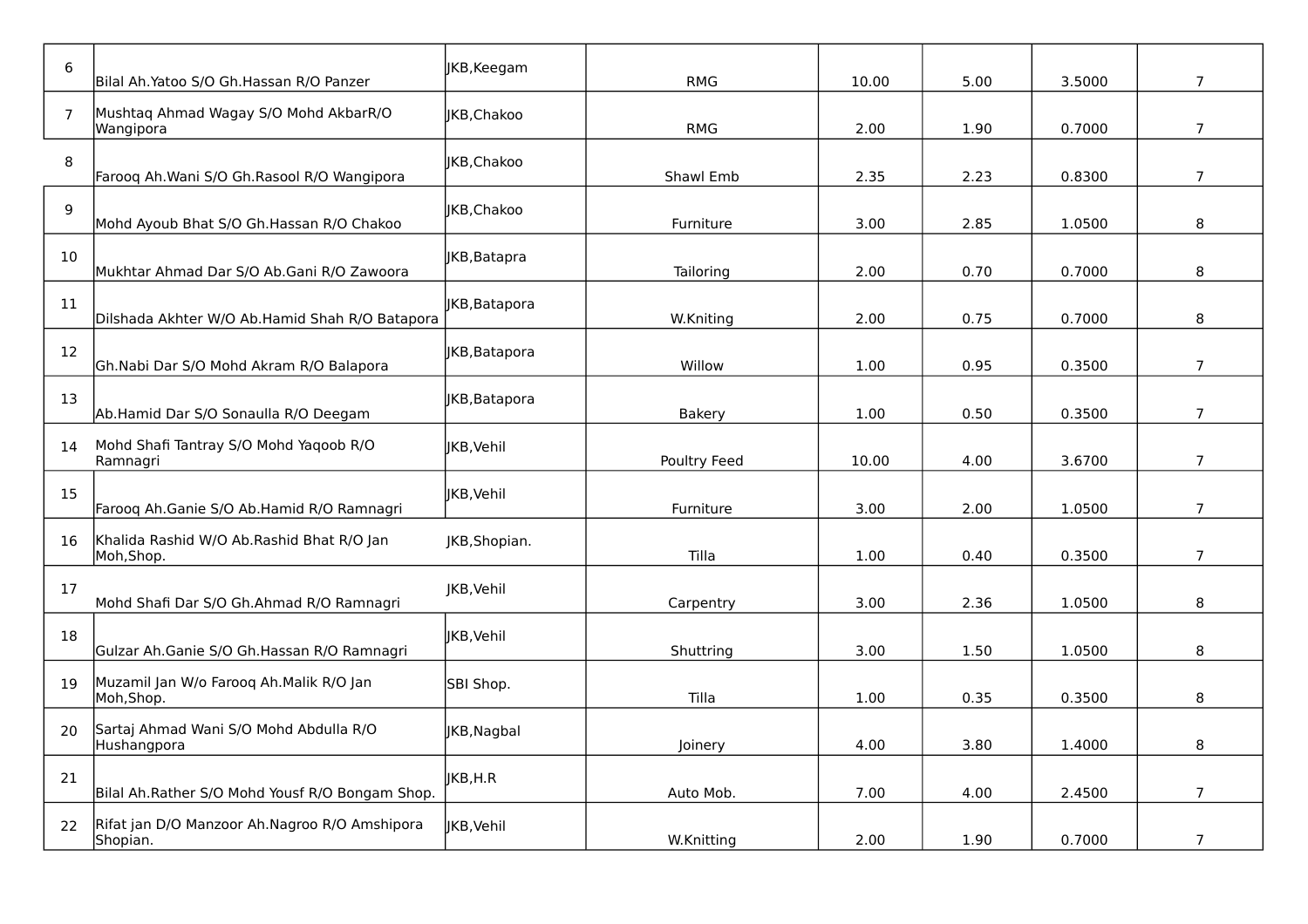| | | | | | | | |
|---|---|---|---|---|---|---|---|
| 6 | Bilal Ah.Yatoo S/O Gh.Hassan R/O Panzer | JKB,Keegam | RMG | 10.00 | 5.00 | 3.5000 | 7 |
| 7 | Mushtaq Ahmad Wagay S/O Mohd AkbarR/O Wangipora | JKB,Chakoo | RMG | 2.00 | 1.90 | 0.7000 | 7 |
| 8 | Farooq Ah.Wani S/O Gh.Rasool R/O Wangipora | JKB,Chakoo | Shawl Emb | 2.35 | 2.23 | 0.8300 | 7 |
| 9 | Mohd Ayoub Bhat S/O Gh.Hassan R/O Chakoo | JKB,Chakoo | Furniture | 3.00 | 2.85 | 1.0500 | 8 |
| 10 | Mukhtar Ahmad Dar S/O Ab.Gani R/O Zawoora | JKB,Batapra | Tailoring | 2.00 | 0.70 | 0.7000 | 8 |
| 11 | Dilshada Akhter W/O Ab.Hamid Shah R/O Batapora | JKB,Batapora | W.Kniting | 2.00 | 0.75 | 0.7000 | 8 |
| 12 | Gh.Nabi Dar S/O Mohd Akram R/O Balapora | JKB,Batapora | Willow | 1.00 | 0.95 | 0.3500 | 7 |
| 13 | Ab.Hamid Dar S/O Sonaulla R/O Deegam | JKB,Batapora | Bakery | 1.00 | 0.50 | 0.3500 | 7 |
| 14 | Mohd Shafi Tantray S/O Mohd Yaqoob R/O Ramnagri | JKB,Vehil | Poultry Feed | 10.00 | 4.00 | 3.6700 | 7 |
| 15 | Farooq Ah.Ganie S/O Ab.Hamid R/O Ramnagri | JKB,Vehil | Furniture | 3.00 | 2.00 | 1.0500 | 7 |
| 16 | Khalida Rashid W/O Ab.Rashid Bhat R/O Jan Moh,Shop. | JKB,Shopian. | Tilla | 1.00 | 0.40 | 0.3500 | 7 |
| 17 | Mohd Shafi Dar S/O Gh.Ahmad R/O Ramnagri | JKB,Vehil | Carpentry | 3.00 | 2.36 | 1.0500 | 8 |
| 18 | Gulzar Ah.Ganie S/O Gh.Hassan R/O Ramnagri | JKB,Vehil | Shuttring | 3.00 | 1.50 | 1.0500 | 8 |
| 19 | Muzamil Jan W/o Farooq Ah.Malik R/O Jan Moh,Shop. | SBI Shop. | Tilla | 1.00 | 0.35 | 0.3500 | 8 |
| 20 | Sartaj Ahmad Wani S/O Mohd Abdulla R/O Hushangpora | JKB,Nagbal | Joinery | 4.00 | 3.80 | 1.4000 | 8 |
| 21 | Bilal Ah.Rather S/O Mohd Yousf R/O Bongam Shop. | JKB,H.R | Auto Mob. | 7.00 | 4.00 | 2.4500 | 7 |
| 22 | Rifat jan D/O Manzoor Ah.Nagroo R/O Amshipora Shopian. | JKB,Vehil | W.Knitting | 2.00 | 1.90 | 0.7000 | 7 |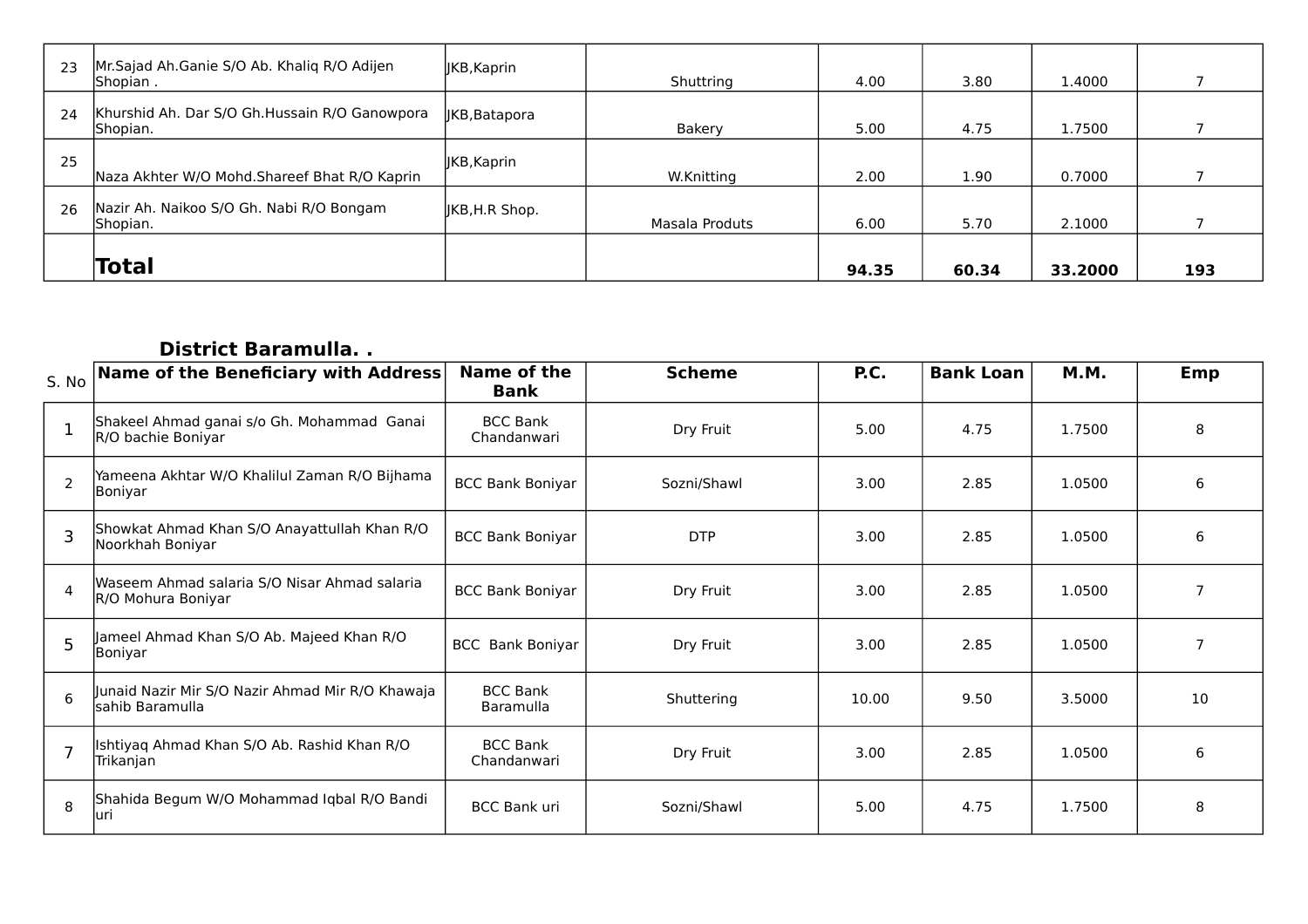| | | | | | | | |
|---|---|---|---|---|---|---|---|
| 23 | Mr.Sajad Ah.Ganie S/O Ab. Khaliq R/O Adijen Shopian . | JKB,Kaprin | Shuttring | 4.00 | 3.80 | 1.4000 | 7 |
| 24 | Khurshid Ah. Dar S/O Gh.Hussain R/O Ganowpora Shopian. | JKB,Batapora | Bakery | 5.00 | 4.75 | 1.7500 | 7 |
| 25 | Naza Akhter W/O Mohd.Shareef Bhat R/O Kaprin | JKB,Kaprin | W.Knitting | 2.00 | 1.90 | 0.7000 | 7 |
| 26 | Nazir Ah. Naikoo S/O Gh. Nabi R/O Bongam Shopian. | JKB,H.R Shop. | Masala Produts | 6.00 | 5.70 | 2.1000 | 7 |
| | **Total** | | | **94.35** | **60.34** | **33.2000** | **193** |

### District Baramulla. .

| S. No | Name of the Beneficiary with Address | Name of the Bank | Scheme | P.C. | Bank Loan | M.M. | Emp |
|---|---|---|---|---|---|---|---|
| 1 | Shakeel Ahmad ganai s/o Gh. Mohammad Ganai R/O bachie Boniyar | BCC Bank Chandanwari | Dry Fruit | 5.00 | 4.75 | 1.7500 | 8 |
| 2 | Yameena Akhtar W/O Khalilul Zaman R/O Bijhama Boniyar | BCC Bank Boniyar | Sozni/Shawl | 3.00 | 2.85 | 1.0500 | 6 |
| 3 | Showkat Ahmad Khan S/O Anayattullah Khan R/O Noorkhah Boniyar | BCC Bank Boniyar | DTP | 3.00 | 2.85 | 1.0500 | 6 |
| 4 | Waseem Ahmad salaria S/O Nisar Ahmad salaria R/O Mohura Boniyar | BCC Bank Boniyar | Dry Fruit | 3.00 | 2.85 | 1.0500 | 7 |
| 5 | Jameel Ahmad Khan S/O Ab. Majeed Khan R/O Boniyar | BCC Bank Boniyar | Dry Fruit | 3.00 | 2.85 | 1.0500 | 7 |
| 6 | Junaid Nazir Mir S/O Nazir Ahmad Mir R/O Khawaja sahib Baramulla | BCC Bank Baramulla | Shuttering | 10.00 | 9.50 | 3.5000 | 10 |
| 7 | Ishtiyaq Ahmad Khan S/O Ab. Rashid Khan R/O Trikanjan | BCC Bank Chandanwari | Dry Fruit | 3.00 | 2.85 | 1.0500 | 6 |
| 8 | Shahida Begum W/O Mohammad Iqbal R/O Bandi uri | BCC Bank uri | Sozni/Shawl | 5.00 | 4.75 | 1.7500 | 8 |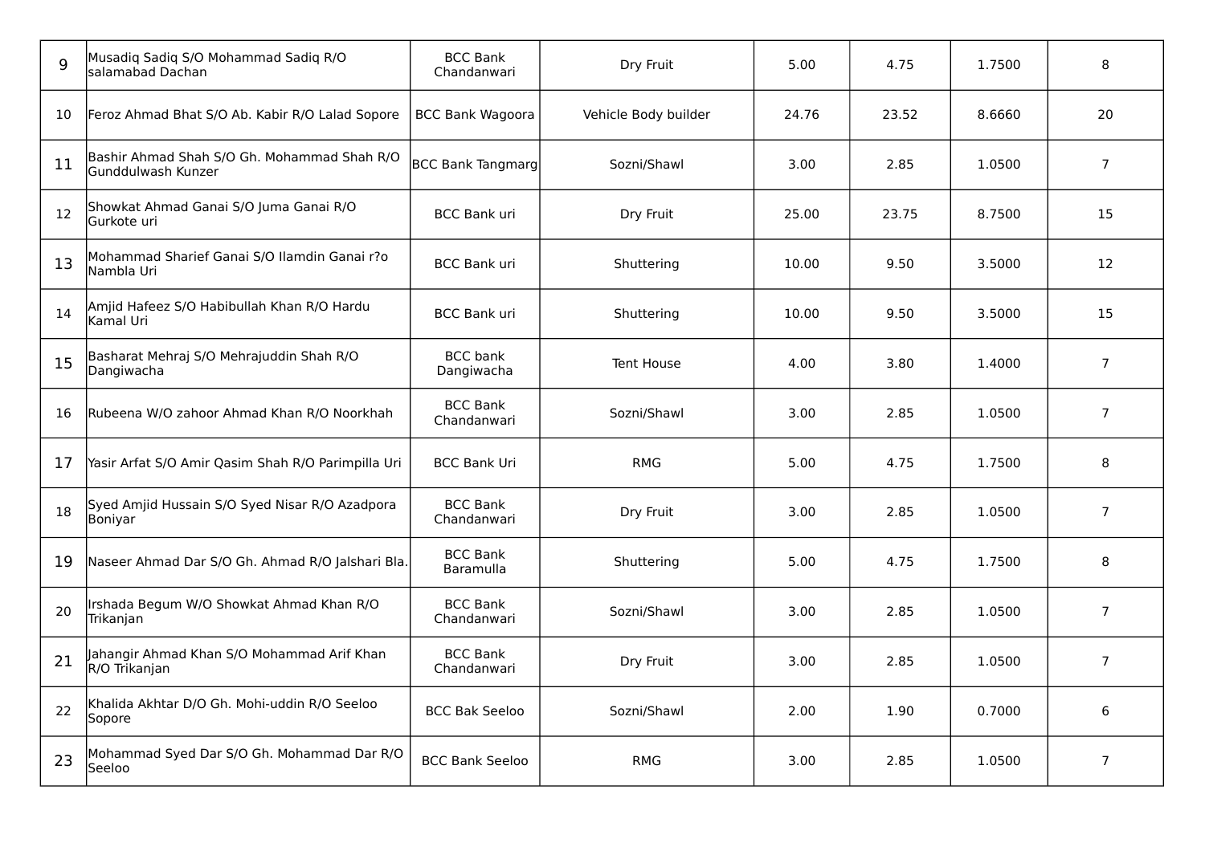| | | | | | | | |
|---|---|---|---|---|---|---|---|
| 9 | Musadiq Sadiq S/O Mohammad Sadiq R/O salamabad Dachan | BCC Bank Chandanwari | Dry Fruit | 5.00 | 4.75 | 1.7500 | 8 |
| 10 | Feroz Ahmad Bhat S/O Ab. Kabir R/O Lalad Sopore | BCC Bank Wagoora | Vehicle Body builder | 24.76 | 23.52 | 8.6660 | 20 |
| 11 | Bashir Ahmad Shah S/O Gh. Mohammad Shah R/O Gunddulwash Kunzer | BCC Bank Tangmarg | Sozni/Shawl | 3.00 | 2.85 | 1.0500 | 7 |
| 12 | Showkat Ahmad Ganai S/O Juma Ganai R/O Gurkote uri | BCC Bank uri | Dry Fruit | 25.00 | 23.75 | 8.7500 | 15 |
| 13 | Mohammad Sharief Ganai S/O Ilamdin Ganai r?o Nambla Uri | BCC Bank uri | Shuttering | 10.00 | 9.50 | 3.5000 | 12 |
| 14 | Amjid Hafeez S/O Habibullah Khan R/O Hardu Kamal Uri | BCC Bank uri | Shuttering | 10.00 | 9.50 | 3.5000 | 15 |
| 15 | Basharat Mehraj S/O Mehrajuddin Shah R/O Dangiwacha | BCC bank Dangiwacha | Tent House | 4.00 | 3.80 | 1.4000 | 7 |
| 16 | Rubeena W/O zahoor Ahmad Khan R/O Noorkhah | BCC Bank Chandanwari | Sozni/Shawl | 3.00 | 2.85 | 1.0500 | 7 |
| 17 | Yasir Arfat S/O Amir Qasim Shah R/O Parimpilla Uri | BCC Bank Uri | RMG | 5.00 | 4.75 | 1.7500 | 8 |
| 18 | Syed Amjid Hussain S/O Syed Nisar R/O Azadpora Boniyar | BCC Bank Chandanwari | Dry Fruit | 3.00 | 2.85 | 1.0500 | 7 |
| 19 | Naseer Ahmad Dar S/O Gh. Ahmad R/O Jalshari Bla. | BCC Bank Baramulla | Shuttering | 5.00 | 4.75 | 1.7500 | 8 |
| 20 | Irshada Begum W/O Showkat Ahmad Khan R/O Trikanjan | BCC Bank Chandanwari | Sozni/Shawl | 3.00 | 2.85 | 1.0500 | 7 |
| 21 | Jahangir Ahmad Khan S/O Mohammad Arif Khan R/O Trikanjan | BCC Bank Chandanwari | Dry Fruit | 3.00 | 2.85 | 1.0500 | 7 |
| 22 | Khalida Akhtar D/O Gh. Mohi-uddin R/O Seeloo Sopore | BCC Bak Seeloo | Sozni/Shawl | 2.00 | 1.90 | 0.7000 | 6 |
| 23 | Mohammad Syed Dar S/O Gh. Mohammad Dar R/O Seeloo | BCC Bank Seeloo | RMG | 3.00 | 2.85 | 1.0500 | 7 |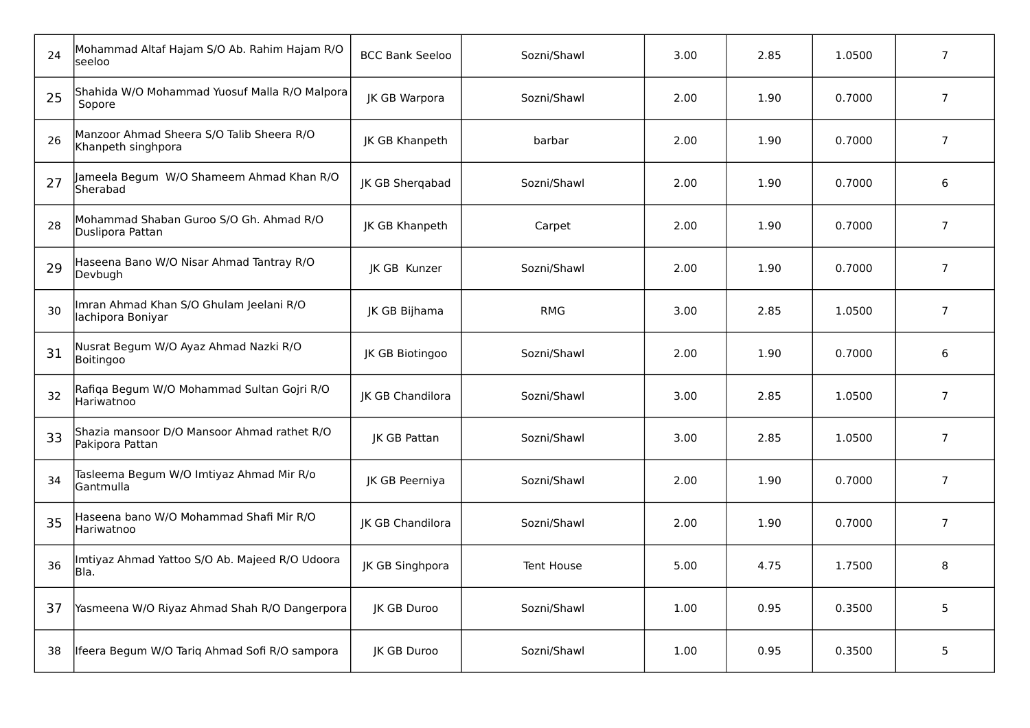| | | | | | | | |
|---|---|---|---|---|---|---|---|
| 24 | Mohammad Altaf Hajam S/O Ab. Rahim Hajam R/O seeloo | BCC Bank Seeloo | Sozni/Shawl | 3.00 | 2.85 | 1.0500 | 7 |
| 25 | Shahida W/O Mohammad Yuosuf Malla R/O Malpora Sopore | JK GB Warpora | Sozni/Shawl | 2.00 | 1.90 | 0.7000 | 7 |
| 26 | Manzoor Ahmad Sheera S/O Talib Sheera R/O Khanpeth singhpora | JK GB Khanpeth | barbar | 2.00 | 1.90 | 0.7000 | 7 |
| 27 | Jameela Begum W/O Shameem Ahmad Khan R/O Sherabad | JK GB Sherqabad | Sozni/Shawl | 2.00 | 1.90 | 0.7000 | 6 |
| 28 | Mohammad Shaban Guroo S/O Gh. Ahmad R/O Duslipora Pattan | JK GB Khanpeth | Carpet | 2.00 | 1.90 | 0.7000 | 7 |
| 29 | Haseena Bano W/O Nisar Ahmad Tantray R/O Devbugh | JK GB Kunzer | Sozni/Shawl | 2.00 | 1.90 | 0.7000 | 7 |
| 30 | Imran Ahmad Khan S/O Ghulam Jeelani R/O lachipora Boniyar | JK GB Bijhama | RMG | 3.00 | 2.85 | 1.0500 | 7 |
| 31 | Nusrat Begum W/O Ayaz Ahmad Nazki R/O Boitingoo | JK GB Biotingoo | Sozni/Shawl | 2.00 | 1.90 | 0.7000 | 6 |
| 32 | Rafiqa Begum W/O Mohammad Sultan Gojri R/O Hariwatnoo | JK GB Chandilora | Sozni/Shawl | 3.00 | 2.85 | 1.0500 | 7 |
| 33 | Shazia mansoor D/O Mansoor Ahmad rathet R/O Pakipora Pattan | JK GB Pattan | Sozni/Shawl | 3.00 | 2.85 | 1.0500 | 7 |
| 34 | Tasleema Begum W/O Imtiyaz Ahmad Mir R/o Gantmulla | JK GB Peerniya | Sozni/Shawl | 2.00 | 1.90 | 0.7000 | 7 |
| 35 | Haseena bano W/O Mohammad Shafi Mir R/O Hariwatnoo | JK GB Chandilora | Sozni/Shawl | 2.00 | 1.90 | 0.7000 | 7 |
| 36 | Imtiyaz Ahmad Yattoo S/O Ab. Majeed R/O Udoora Bla. | JK GB Singhpora | Tent House | 5.00 | 4.75 | 1.7500 | 8 |
| 37 | Yasmeena W/O Riyaz Ahmad Shah R/O Dangerpora | JK GB Duroo | Sozni/Shawl | 1.00 | 0.95 | 0.3500 | 5 |
| 38 | Ifeera Begum W/O Tariq Ahmad Sofi R/O sampora | JK GB Duroo | Sozni/Shawl | 1.00 | 0.95 | 0.3500 | 5 |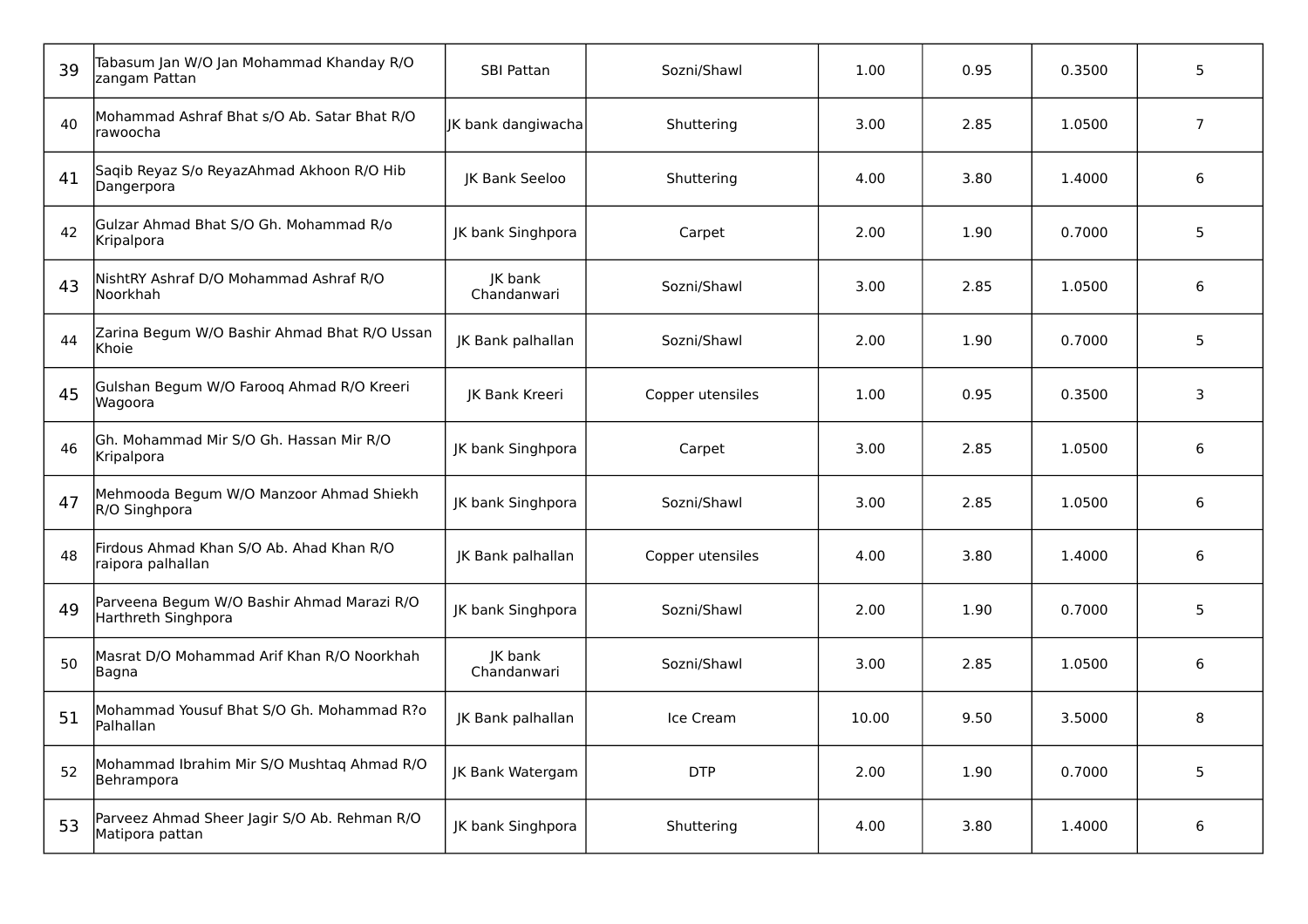| | | | | | | | |
|---|---|---|---|---|---|---|---|
| 39 | Tabasum Jan W/O Jan Mohammad Khanday R/O zangam Pattan | SBI Pattan | Sozni/Shawl | 1.00 | 0.95 | 0.3500 | 5 |
| 40 | Mohammad Ashraf Bhat s/O Ab. Satar Bhat R/O rawoocha | JK bank dangiwacha | Shuttering | 3.00 | 2.85 | 1.0500 | 7 |
| 41 | Saqib Reyaz S/o ReyazAhmad Akhoon R/O Hib Dangerpora | JK Bank Seeloo | Shuttering | 4.00 | 3.80 | 1.4000 | 6 |
| 42 | Gulzar Ahmad Bhat S/O Gh. Mohammad R/o Kripalpora | JK bank Singhpora | Carpet | 2.00 | 1.90 | 0.7000 | 5 |
| 43 | NishtRY Ashraf D/O Mohammad Ashraf R/O Noorkhah | JK bank Chandanwari | Sozni/Shawl | 3.00 | 2.85 | 1.0500 | 6 |
| 44 | Zarina Begum W/O Bashir Ahmad Bhat R/O Ussan Khoie | JK Bank palhallan | Sozni/Shawl | 2.00 | 1.90 | 0.7000 | 5 |
| 45 | Gulshan Begum W/O Farooq Ahmad R/O Kreeri Wagoora | JK Bank Kreeri | Copper utensiles | 1.00 | 0.95 | 0.3500 | 3 |
| 46 | Gh. Mohammad Mir S/O Gh. Hassan Mir R/O Kripalpora | JK bank Singhpora | Carpet | 3.00 | 2.85 | 1.0500 | 6 |
| 47 | Mehmooda Begum W/O Manzoor Ahmad Shiekh R/O Singhpora | JK bank Singhpora | Sozni/Shawl | 3.00 | 2.85 | 1.0500 | 6 |
| 48 | Firdous Ahmad Khan S/O Ab. Ahad Khan R/O raipora palhallan | JK Bank palhallan | Copper utensiles | 4.00 | 3.80 | 1.4000 | 6 |
| 49 | Parveena Begum W/O Bashir Ahmad Marazi R/O Harthreth Singhpora | JK bank Singhpora | Sozni/Shawl | 2.00 | 1.90 | 0.7000 | 5 |
| 50 | Masrat D/O Mohammad Arif Khan R/O Noorkhah Bagna | JK bank Chandanwari | Sozni/Shawl | 3.00 | 2.85 | 1.0500 | 6 |
| 51 | Mohammad Yousuf Bhat S/O Gh. Mohammad R?o Palhallan | JK Bank palhallan | Ice Cream | 10.00 | 9.50 | 3.5000 | 8 |
| 52 | Mohammad Ibrahim Mir S/O Mushtaq Ahmad R/O Behrampora | JK Bank Watergam | DTP | 2.00 | 1.90 | 0.7000 | 5 |
| 53 | Parveez Ahmad Sheer Jagir S/O Ab. Rehman R/O Matipora pattan | JK bank Singhpora | Shuttering | 4.00 | 3.80 | 1.4000 | 6 |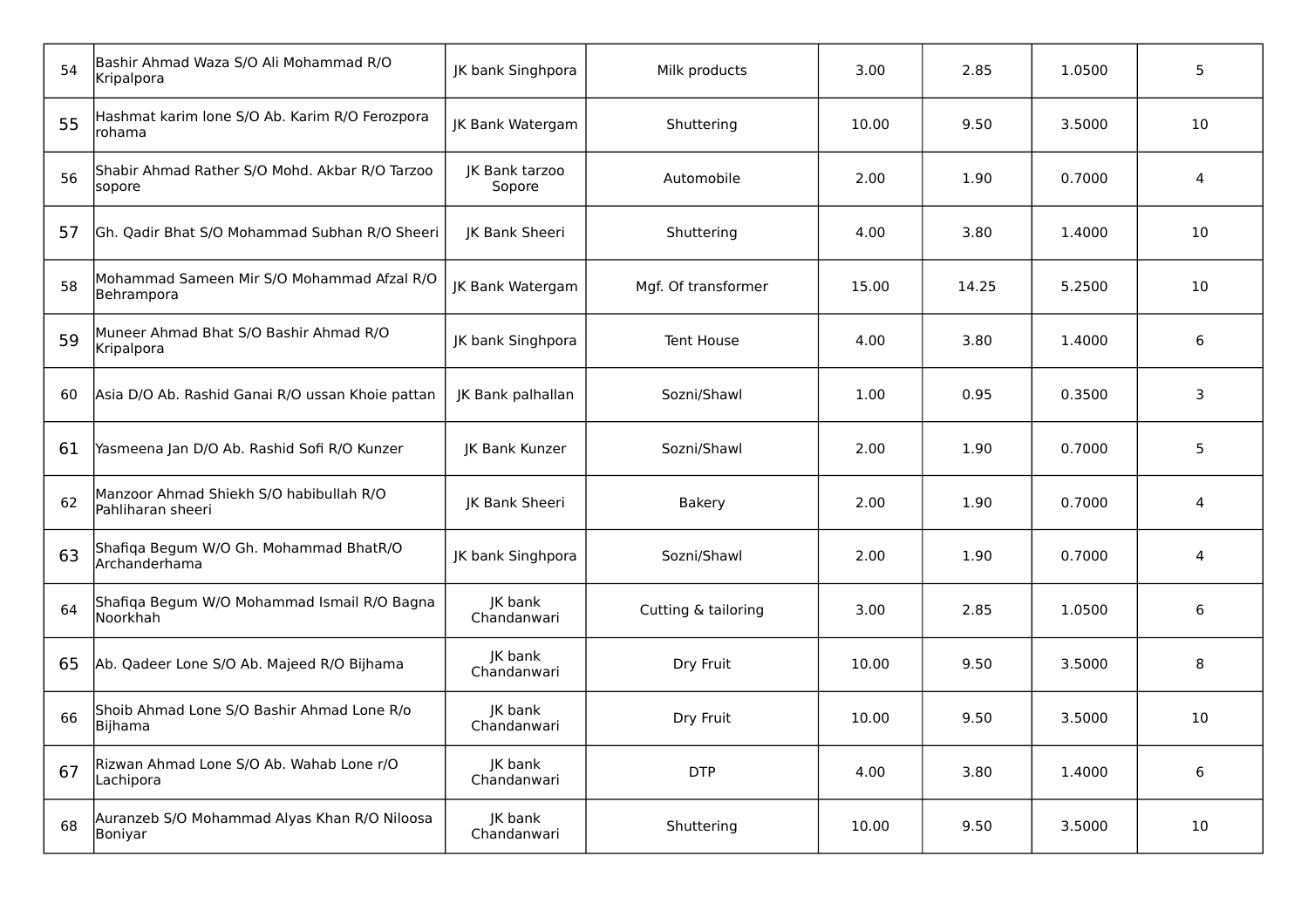| | | | | | | | |
|---|---|---|---|---|---|---|---|
| 54 | Bashir Ahmad Waza S/O Ali Mohammad R/O Kripalpora | JK bank Singhpora | Milk products | 3.00 | 2.85 | 1.0500 | 5 |
| 55 | Hashmat karim lone S/O Ab. Karim R/O Ferozpora rohama | JK Bank Watergam | Shuttering | 10.00 | 9.50 | 3.5000 | 10 |
| 56 | Shabir Ahmad Rather S/O Mohd. Akbar R/O Tarzoo sopore | JK Bank tarzoo Sopore | Automobile | 2.00 | 1.90 | 0.7000 | 4 |
| 57 | Gh. Qadir Bhat S/O Mohammad Subhan R/O Sheeri | JK Bank Sheeri | Shuttering | 4.00 | 3.80 | 1.4000 | 10 |
| 58 | Mohammad Sameen Mir S/O Mohammad Afzal R/O Behrampora | JK Bank Watergam | Mgf. Of transformer | 15.00 | 14.25 | 5.2500 | 10 |
| 59 | Muneer Ahmad Bhat S/O Bashir Ahmad R/O Kripalpora | JK bank Singhpora | Tent House | 4.00 | 3.80 | 1.4000 | 6 |
| 60 | Asia D/O Ab. Rashid Ganai R/O ussan Khoie pattan | JK Bank palhallan | Sozni/Shawl | 1.00 | 0.95 | 0.3500 | 3 |
| 61 | Yasmeena Jan D/O Ab. Rashid Sofi R/O Kunzer | JK Bank Kunzer | Sozni/Shawl | 2.00 | 1.90 | 0.7000 | 5 |
| 62 | Manzoor Ahmad Shiekh S/O habibullah R/O Pahliharan sheeri | JK Bank Sheeri | Bakery | 2.00 | 1.90 | 0.7000 | 4 |
| 63 | Shafiqa Begum W/O Gh. Mohammad BhatR/O Archanderhama | JK bank Singhpora | Sozni/Shawl | 2.00 | 1.90 | 0.7000 | 4 |
| 64 | Shafiqa Begum W/O Mohammad Ismail R/O Bagna Noorkhah | JK bank Chandanwari | Cutting & tailoring | 3.00 | 2.85 | 1.0500 | 6 |
| 65 | Ab. Qadeer Lone S/O Ab. Majeed R/O Bijhama | JK bank Chandanwari | Dry Fruit | 10.00 | 9.50 | 3.5000 | 8 |
| 66 | Shoib Ahmad Lone S/O Bashir Ahmad Lone R/o Bijhama | JK bank Chandanwari | Dry Fruit | 10.00 | 9.50 | 3.5000 | 10 |
| 67 | Rizwan Ahmad Lone S/O Ab. Wahab Lone r/O Lachipora | JK bank Chandanwari | DTP | 4.00 | 3.80 | 1.4000 | 6 |
| 68 | Auranzeb S/O Mohammad Alyas Khan R/O Niloosa Boniyar | JK bank Chandanwari | Shuttering | 10.00 | 9.50 | 3.5000 | 10 |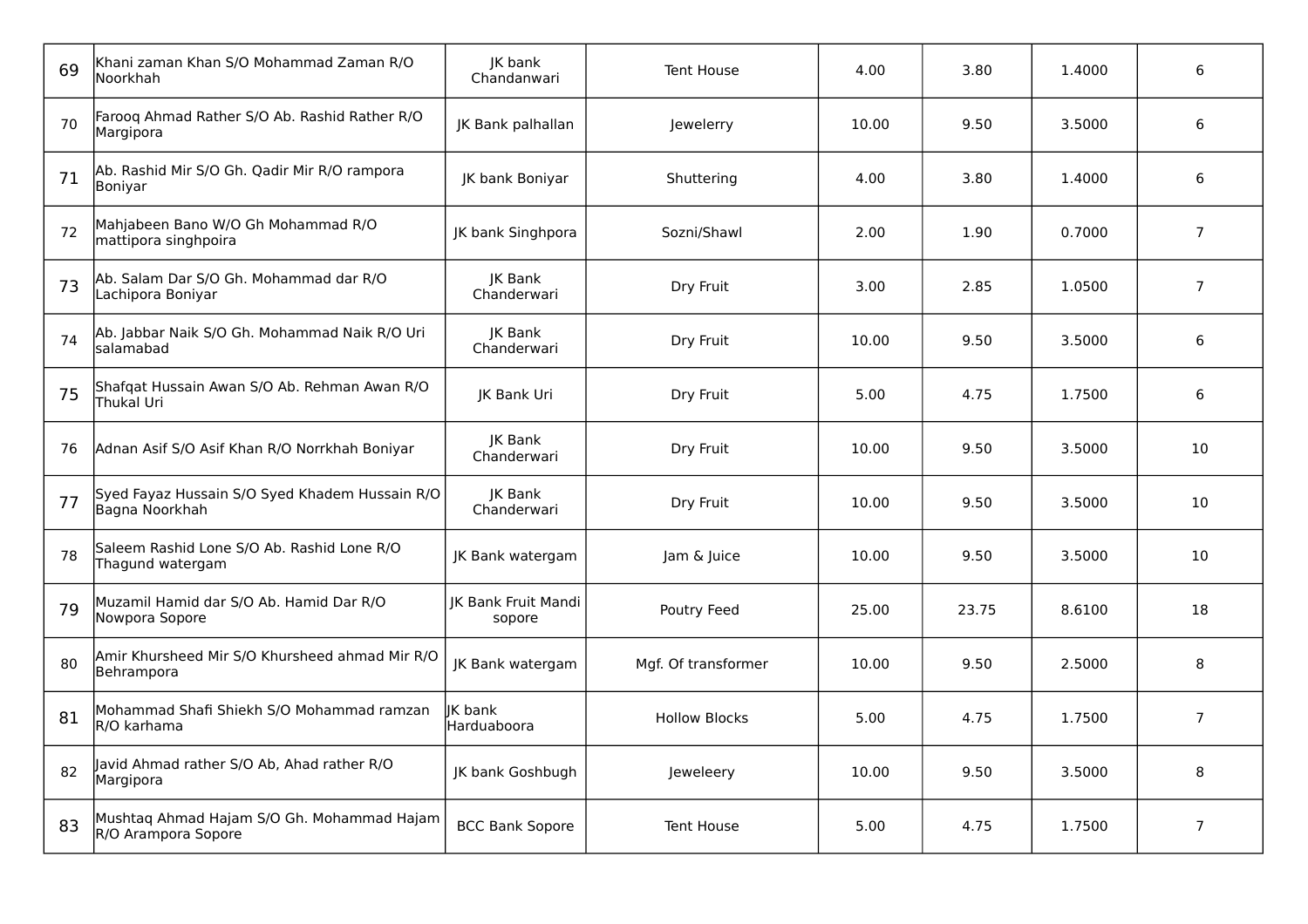| | | | | | | | |
|---|---|---|---|---|---|---|---|
| 69 | Khani zaman Khan S/O Mohammad Zaman R/O Noorkhah | JK bank Chandanwari | Tent House | 4.00 | 3.80 | 1.4000 | 6 |
| 70 | Farooq Ahmad Rather S/O Ab. Rashid Rather R/O Margipora | JK Bank palhallan | Jewelerry | 10.00 | 9.50 | 3.5000 | 6 |
| 71 | Ab. Rashid Mir S/O Gh. Qadir Mir R/O rampora Boniyar | JK bank Boniyar | Shuttering | 4.00 | 3.80 | 1.4000 | 6 |
| 72 | Mahjabeen Bano W/O Gh Mohammad R/O mattipora singhpoira | JK bank Singhpora | Sozni/Shawl | 2.00 | 1.90 | 0.7000 | 7 |
| 73 | Ab. Salam Dar S/O Gh. Mohammad dar R/O Lachipora Boniyar | JK Bank Chanderwari | Dry Fruit | 3.00 | 2.85 | 1.0500 | 7 |
| 74 | Ab. Jabbar Naik S/O Gh. Mohammad Naik R/O Uri salamabad | JK Bank Chanderwari | Dry Fruit | 10.00 | 9.50 | 3.5000 | 6 |
| 75 | Shafqat Hussain Awan S/O Ab. Rehman Awan R/O Thukal Uri | JK Bank Uri | Dry Fruit | 5.00 | 4.75 | 1.7500 | 6 |
| 76 | Adnan Asif S/O Asif Khan R/O Norrkhah Boniyar | JK Bank Chanderwari | Dry Fruit | 10.00 | 9.50 | 3.5000 | 10 |
| 77 | Syed Fayaz Hussain S/O Syed Khadem Hussain R/O Bagna Noorkhah | JK Bank Chanderwari | Dry Fruit | 10.00 | 9.50 | 3.5000 | 10 |
| 78 | Saleem Rashid Lone S/O Ab. Rashid Lone R/O Thagund watergam | JK Bank watergam | Jam & Juice | 10.00 | 9.50 | 3.5000 | 10 |
| 79 | Muzamil Hamid dar S/O Ab. Hamid Dar R/O Nowpora Sopore | JK Bank Fruit Mandi sopore | Poutry Feed | 25.00 | 23.75 | 8.6100 | 18 |
| 80 | Amir Khursheed Mir S/O Khursheed ahmad Mir R/O Behrampora | JK Bank watergam | Mgf. Of transformer | 10.00 | 9.50 | 2.5000 | 8 |
| 81 | Mohammad Shafi Shiekh S/O Mohammad ramzan R/O karhama | JK bank Harduaboora | Hollow Blocks | 5.00 | 4.75 | 1.7500 | 7 |
| 82 | Javid Ahmad rather S/O Ab, Ahad rather R/O Margipora | JK bank Goshbugh | Jeweleery | 10.00 | 9.50 | 3.5000 | 8 |
| 83 | Mushtaq Ahmad Hajam S/O Gh. Mohammad Hajam R/O Arampora Sopore | BCC Bank Sopore | Tent House | 5.00 | 4.75 | 1.7500 | 7 |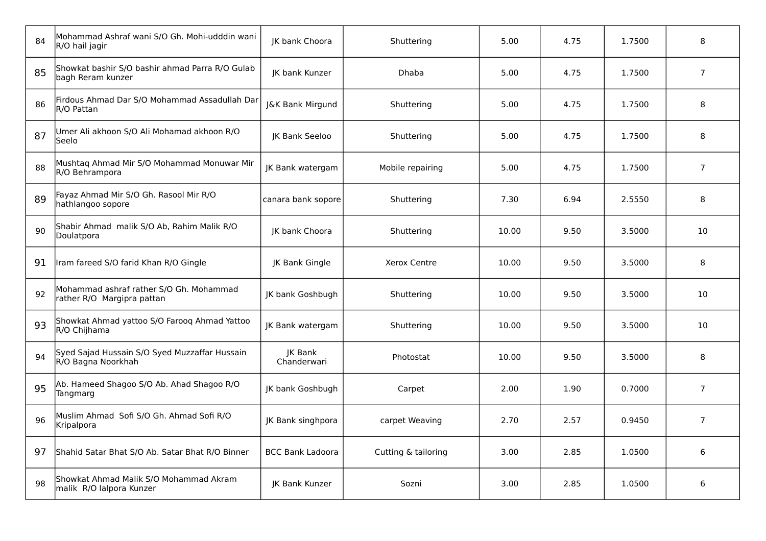| | | | | | | | |
|---|---|---|---|---|---|---|---|
| 84 | Mohammad Ashraf wani S/O Gh. Mohi-udddin wani R/O hail jagir | JK bank Choora | Shuttering | 5.00 | 4.75 | 1.7500 | 8 |
| 85 | Showkat bashir S/O bashir ahmad Parra R/O Gulab bagh Reram kunzer | JK bank Kunzer | Dhaba | 5.00 | 4.75 | 1.7500 | 7 |
| 86 | Firdous Ahmad Dar S/O Mohammad Assadullah Dar R/O Pattan | J&K Bank Mirgund | Shuttering | 5.00 | 4.75 | 1.7500 | 8 |
| 87 | Umer Ali akhoon S/O Ali Mohamad akhoon R/O Seelo | JK Bank Seeloo | Shuttering | 5.00 | 4.75 | 1.7500 | 8 |
| 88 | Mushtaq Ahmad Mir S/O Mohammad Monuwar Mir R/O Behrampora | JK Bank watergam | Mobile repairing | 5.00 | 4.75 | 1.7500 | 7 |
| 89 | Fayaz Ahmad Mir S/O Gh. Rasool Mir R/O hathlangoo sopore | canara bank sopore | Shuttering | 7.30 | 6.94 | 2.5550 | 8 |
| 90 | Shabir Ahmad malik S/O Ab, Rahim Malik R/O Doulatpora | JK bank Choora | Shuttering | 10.00 | 9.50 | 3.5000 | 10 |
| 91 | Iram fareed S/O farid Khan R/O Gingle | JK Bank Gingle | Xerox Centre | 10.00 | 9.50 | 3.5000 | 8 |
| 92 | Mohammad ashraf rather S/O Gh. Mohammad rather R/O Margipra pattan | JK bank Goshbugh | Shuttering | 10.00 | 9.50 | 3.5000 | 10 |
| 93 | Showkat Ahmad yattoo S/O Farooq Ahmad Yattoo R/O Chijhama | JK Bank watergam | Shuttering | 10.00 | 9.50 | 3.5000 | 10 |
| 94 | Syed Sajad Hussain S/O Syed Muzzaffar Hussain R/O Bagna Noorkhah | JK Bank Chanderwari | Photostat | 10.00 | 9.50 | 3.5000 | 8 |
| 95 | Ab. Hameed Shagoo S/O Ab. Ahad Shagoo R/O Tangmarg | JK bank Goshbugh | Carpet | 2.00 | 1.90 | 0.7000 | 7 |
| 96 | Muslim Ahmad Sofi S/O Gh. Ahmad Sofi R/O Kripalpora | JK Bank singhpora | carpet Weaving | 2.70 | 2.57 | 0.9450 | 7 |
| 97 | Shahid Satar Bhat S/O Ab. Satar Bhat R/O Binner | BCC Bank Ladoora | Cutting & tailoring | 3.00 | 2.85 | 1.0500 | 6 |
| 98 | Showkat Ahmad Malik S/O Mohammad Akram malik R/O lalpora Kunzer | JK Bank Kunzer | Sozni | 3.00 | 2.85 | 1.0500 | 6 |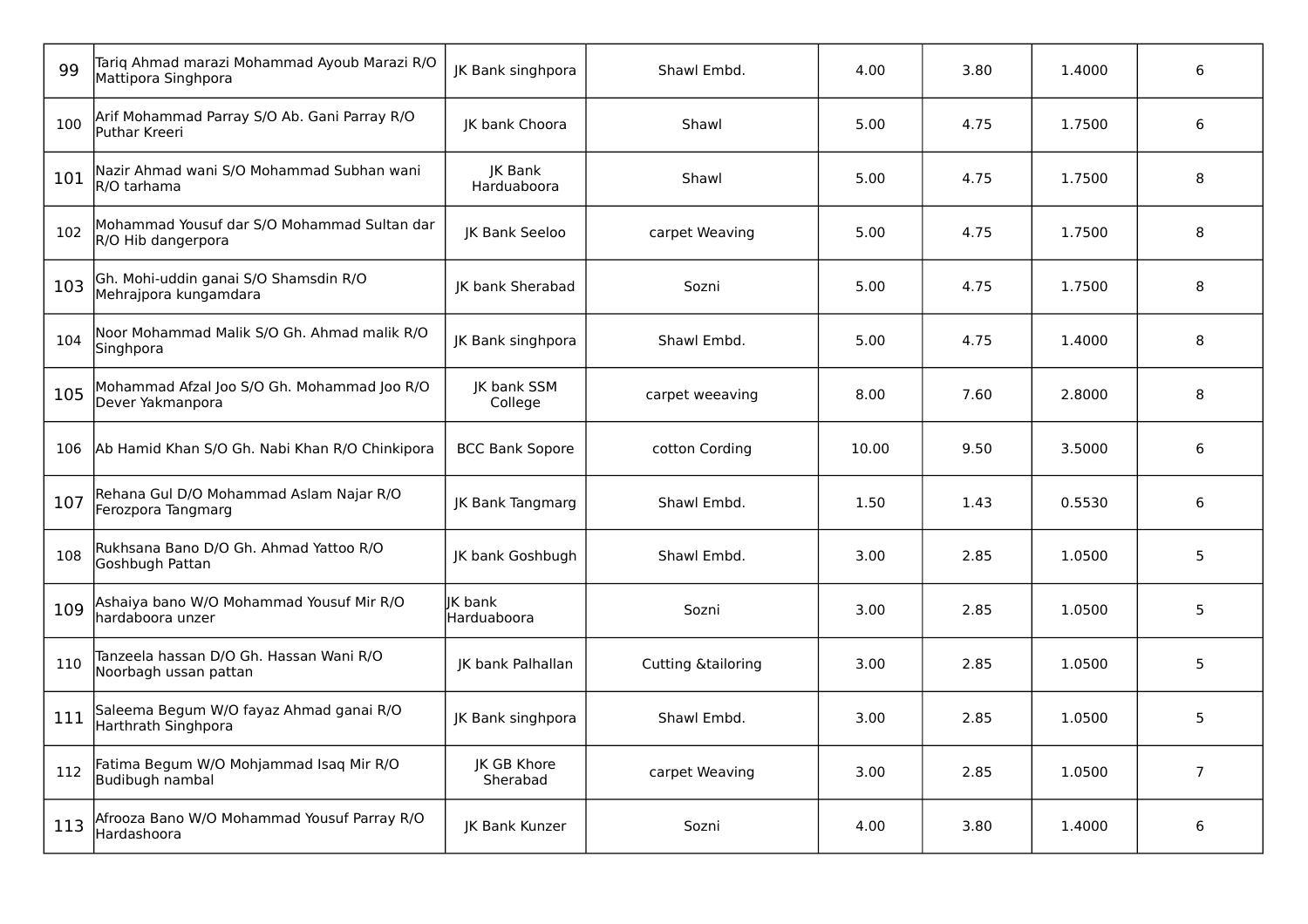| | | | | | | | |
|---|---|---|---|---|---|---|---|
| 99 | Tariq Ahmad marazi Mohammad Ayoub Marazi R/O Mattipora Singhpora | JK Bank singhpora | Shawl Embd. | 4.00 | 3.80 | 1.4000 | 6 |
| 100 | Arif Mohammad Parray S/O Ab. Gani Parray R/O Puthar Kreeri | JK bank Choora | Shawl | 5.00 | 4.75 | 1.7500 | 6 |
| 101 | Nazir Ahmad wani S/O Mohammad Subhan wani R/O tarhama | JK Bank Harduaboora | Shawl | 5.00 | 4.75 | 1.7500 | 8 |
| 102 | Mohammad Yousuf dar S/O Mohammad Sultan dar R/O Hib dangerpora | JK Bank Seeloo | carpet Weaving | 5.00 | 4.75 | 1.7500 | 8 |
| 103 | Gh. Mohi-uddin ganai S/O Shamsdin R/O Mehrajpora kungamdara | JK bank Sherabad | Sozni | 5.00 | 4.75 | 1.7500 | 8 |
| 104 | Noor Mohammad Malik S/O Gh. Ahmad malik R/O Singhpora | JK Bank singhpora | Shawl Embd. | 5.00 | 4.75 | 1.4000 | 8 |
| 105 | Mohammad Afzal Joo S/O Gh. Mohammad Joo R/O Dever Yakmanpora | JK bank SSM College | carpet weeaving | 8.00 | 7.60 | 2.8000 | 8 |
| 106 | Ab Hamid Khan S/O Gh. Nabi Khan R/O Chinkipora | BCC Bank Sopore | cotton Cording | 10.00 | 9.50 | 3.5000 | 6 |
| 107 | Rehana Gul D/O Mohammad Aslam Najar R/O Ferozpora Tangmarg | JK Bank Tangmarg | Shawl Embd. | 1.50 | 1.43 | 0.5530 | 6 |
| 108 | Rukhsana Bano D/O Gh. Ahmad Yattoo R/O Goshbugh Pattan | JK bank Goshbugh | Shawl Embd. | 3.00 | 2.85 | 1.0500 | 5 |
| 109 | Ashaiya bano W/O Mohammad Yousuf Mir R/O hardaboora unzer | JK bank Harduaboora | Sozni | 3.00 | 2.85 | 1.0500 | 5 |
| 110 | Tanzeela hassan D/O Gh. Hassan Wani R/O Noorbagh ussan pattan | JK bank Palhallan | Cutting &tailoring | 3.00 | 2.85 | 1.0500 | 5 |
| 111 | Saleema Begum W/O fayaz Ahmad ganai R/O Harthrath Singhpora | JK Bank singhpora | Shawl Embd. | 3.00 | 2.85 | 1.0500 | 5 |
| 112 | Fatima Begum W/O Mohjammad Isaq Mir R/O Budibugh nambal | JK GB Khore Sherabad | carpet Weaving | 3.00 | 2.85 | 1.0500 | 7 |
| 113 | Afrooza Bano W/O Mohammad Yousuf Parray R/O Hardashoora | JK Bank Kunzer | Sozni | 4.00 | 3.80 | 1.4000 | 6 |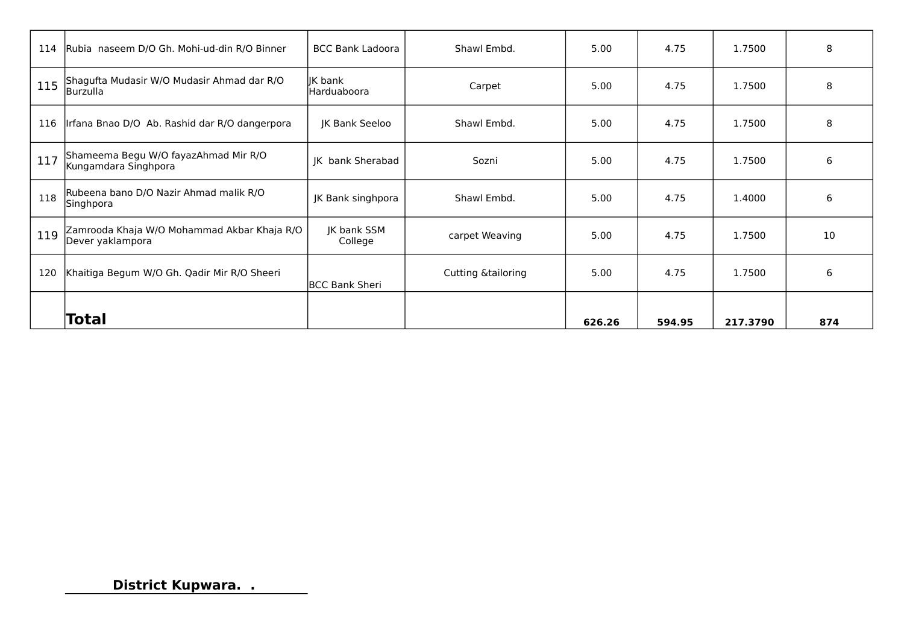| | | | | | | | |
|---|---|---|---|---|---|---|---|
| 114 | Rubia naseem D/O Gh. Mohi-ud-din R/O Binner | BCC Bank Ladoora | Shawl Embd. | 5.00 | 4.75 | 1.7500 | 8 |
| 115 | Shagufta Mudasir W/O Mudasir Ahmad dar R/O Burzulla | JK bank Harduaboora | Carpet | 5.00 | 4.75 | 1.7500 | 8 |
| 116 | Irfana Bnao D/O Ab. Rashid dar R/O dangerpora | JK Bank Seeloo | Shawl Embd. | 5.00 | 4.75 | 1.7500 | 8 |
| 117 | Shameema Begu W/O fayazAhmad Mir R/O Kungamdara Singhpora | JK bank Sherabad | Sozni | 5.00 | 4.75 | 1.7500 | 6 |
| 118 | Rubeena bano D/O Nazir Ahmad malik R/O Singhpora | JK Bank singhpora | Shawl Embd. | 5.00 | 4.75 | 1.4000 | 6 |
| 119 | Zamrooda Khaja W/O Mohammad Akbar Khaja R/O Dever yaklampora | JK bank SSM College | carpet Weaving | 5.00 | 4.75 | 1.7500 | 10 |
| 120 | Khaitiga Begum W/O Gh. Qadir Mir R/O Sheeri | BCC Bank Sheri | Cutting &tailoring | 5.00 | 4.75 | 1.7500 | 6 |
| | **Total** | | | **626.26** | **594.95** | **217.3790** | **874** |

**District Kupwara. .**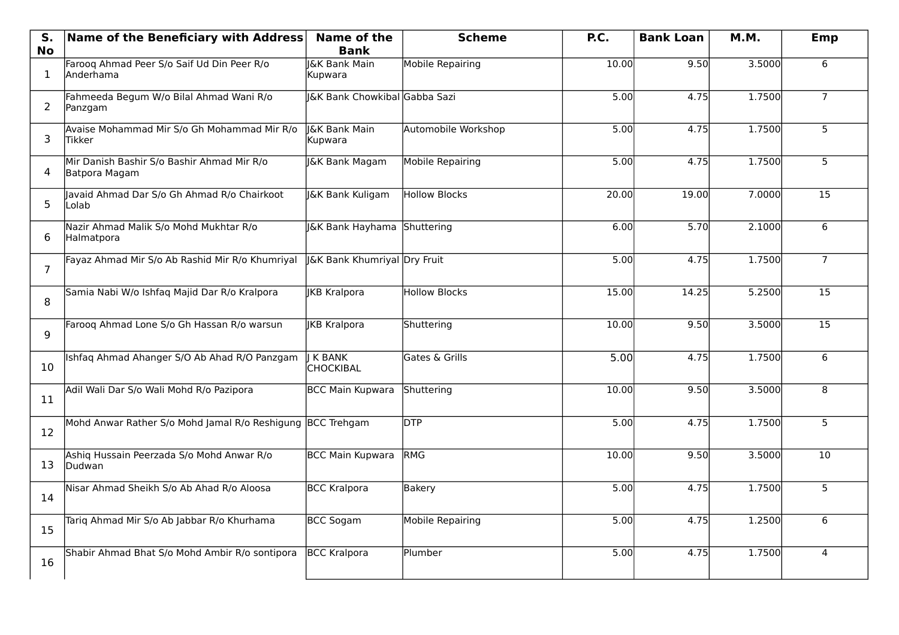| S. No | Name of the Beneficiary with Address | Name of the Bank | Scheme | P.C. | Bank Loan | M.M. | Emp |
|---|---|---|---|---|---|---|---|
| 1 | Farooq Ahmad Peer S/o Saif Ud Din Peer R/o Anderhama | J&K Bank Main Kupwara | Mobile Repairing | 10.00 | 9.50 | 3.5000 | 6 |
| 2 | Fahmeeda Begum W/o Bilal Ahmad Wani R/o Panzgam | J&K Bank Chowkibal | Gabba Sazi | 5.00 | 4.75 | 1.7500 | 7 |
| 3 | Avaise Mohammad Mir S/o Gh Mohammad Mir R/o Tikker | J&K Bank Main Kupwara | Automobile Workshop | 5.00 | 4.75 | 1.7500 | 5 |
| 4 | Mir Danish Bashir S/o Bashir Ahmad Mir R/o Batpora Magam | J&K Bank Magam | Mobile Repairing | 5.00 | 4.75 | 1.7500 | 5 |
| 5 | Javaid Ahmad Dar S/o Gh Ahmad R/o Chairkoot Lolab | J&K Bank Kuligam | Hollow Blocks | 20.00 | 19.00 | 7.0000 | 15 |
| 6 | Nazir Ahmad Malik S/o Mohd Mukhtar R/o Halmatpora | J&K Bank Hayhama | Shuttering | 6.00 | 5.70 | 2.1000 | 6 |
| 7 | Fayaz Ahmad Mir S/o Ab Rashid Mir R/o Khumriyal | J&K Bank Khumriyal | Dry Fruit | 5.00 | 4.75 | 1.7500 | 7 |
| 8 | Samia Nabi W/o Ishfaq Majid Dar R/o Kralpora | JKB Kralpora | Hollow Blocks | 15.00 | 14.25 | 5.2500 | 15 |
| 9 | Farooq Ahmad Lone S/o Gh Hassan R/o warsun | JKB Kralpora | Shuttering | 10.00 | 9.50 | 3.5000 | 15 |
| 10 | Ishfaq Ahmad Ahanger S/O Ab Ahad R/O Panzgam | J K BANK CHOCKIBAL | Gates & Grills | 5.00 | 4.75 | 1.7500 | 6 |
| 11 | Adil Wali Dar S/o Wali Mohd R/o Pazipora | BCC Main Kupwara | Shuttering | 10.00 | 9.50 | 3.5000 | 8 |
| 12 | Mohd Anwar Rather S/o Mohd Jamal R/o Reshigung | BCC Trehgam | DTP | 5.00 | 4.75 | 1.7500 | 5 |
| 13 | Ashiq Hussain Peerzada S/o Mohd Anwar R/o Dudwan | BCC Main Kupwara | RMG | 10.00 | 9.50 | 3.5000 | 10 |
| 14 | Nisar Ahmad Sheikh S/o Ab Ahad R/o Aloosa | BCC Kralpora | Bakery | 5.00 | 4.75 | 1.7500 | 5 |
| 15 | Tariq Ahmad Mir S/o Ab Jabbar R/o Khurhama | BCC Sogam | Mobile Repairing | 5.00 | 4.75 | 1.2500 | 6 |
| 16 | Shabir Ahmad Bhat S/o Mohd Ambir R/o sontipora | BCC Kralpora | Plumber | 5.00 | 4.75 | 1.7500 | 4 |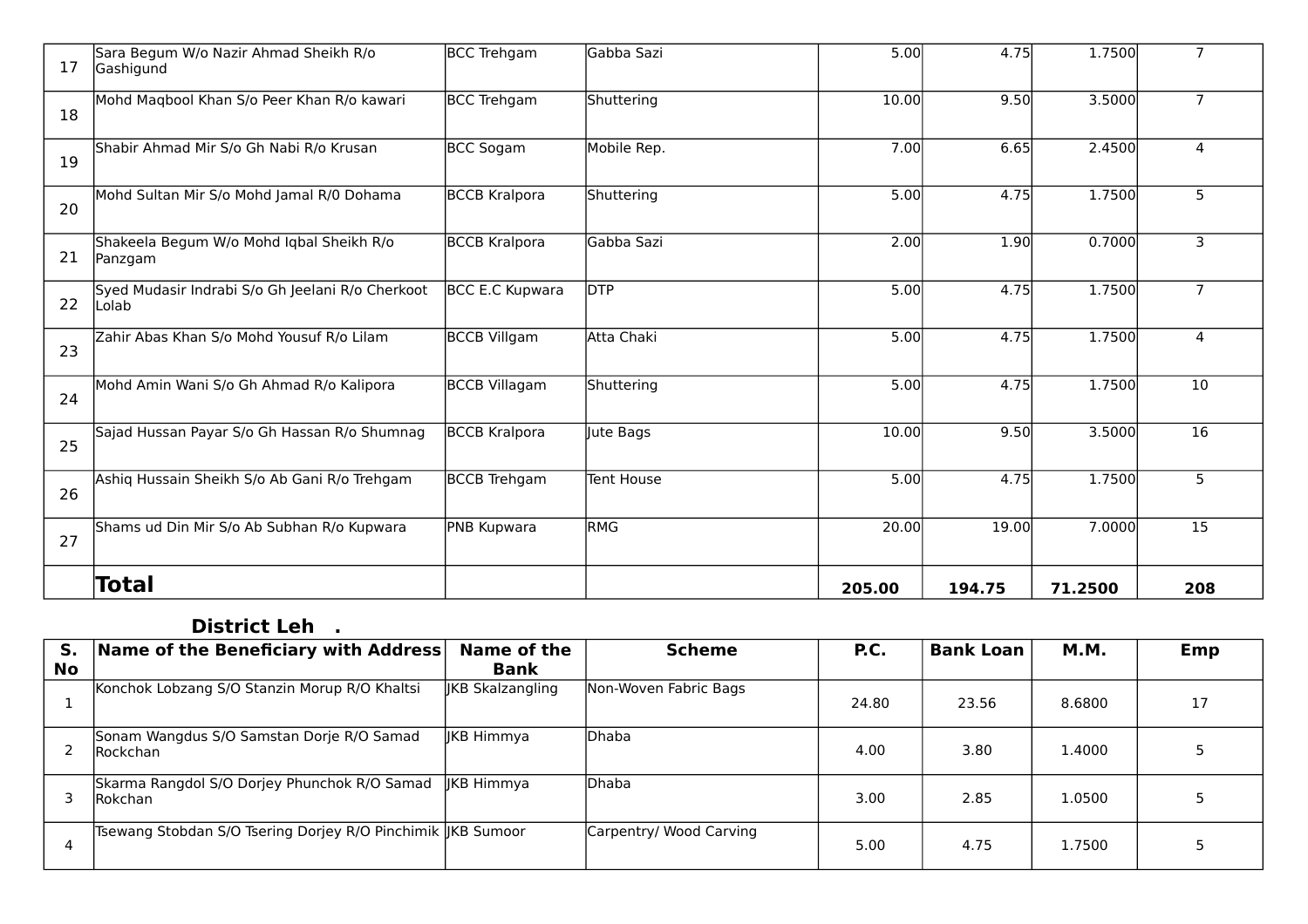| | | | | | | | |
|---|---|---|---|---|---|---|---|
| 17 | Sara Begum W/o Nazir Ahmad Sheikh R/o Gashigund | BCC Trehgam | Gabba Sazi | 5.00 | 4.75 | 1.7500 | 7 |
| 18 | Mohd Maqbool Khan S/o Peer Khan R/o kawari | BCC Trehgam | Shuttering | 10.00 | 9.50 | 3.5000 | 7 |
| 19 | Shabir Ahmad Mir S/o Gh Nabi R/o Krusan | BCC Sogam | Mobile Rep. | 7.00 | 6.65 | 2.4500 | 4 |
| 20 | Mohd Sultan Mir S/o Mohd Jamal R/0 Dohama | BCCB Kralpora | Shuttering | 5.00 | 4.75 | 1.7500 | 5 |
| 21 | Shakeela Begum W/o Mohd Iqbal Sheikh R/o Panzgam | BCCB Kralpora | Gabba Sazi | 2.00 | 1.90 | 0.7000 | 3 |
| 22 | Syed Mudasir Indrabi S/o Gh Jeelani R/o Cherkoot Lolab | BCC E.C Kupwara | DTP | 5.00 | 4.75 | 1.7500 | 7 |
| 23 | Zahir Abas Khan S/o Mohd Yousuf R/o Lilam | BCCB Villgam | Atta Chaki | 5.00 | 4.75 | 1.7500 | 4 |
| 24 | Mohd Amin Wani S/o Gh Ahmad R/o Kalipora | BCCB Villagam | Shuttering | 5.00 | 4.75 | 1.7500 | 10 |
| 25 | Sajad Hussan Payar S/o Gh Hassan R/o Shumnag | BCCB Kralpora | Jute Bags | 10.00 | 9.50 | 3.5000 | 16 |
| 26 | Ashiq Hussain Sheikh S/o Ab Gani R/o Trehgam | BCCB Trehgam | Tent House | 5.00 | 4.75 | 1.7500 | 5 |
| 27 | Shams ud Din Mir S/o Ab Subhan R/o Kupwara | PNB Kupwara | RMG | 20.00 | 19.00 | 7.0000 | 15 |
| | **Total** | | | **205.00** | **194.75** | **71.2500** | **208** |

**District Leh .**

| S. No | Name of the Beneficiary with Address | Name of the Bank | Scheme | P.C. | Bank Loan | M.M. | Emp |
|---|---|---|---|---|---|---|---|
| 1 | Konchok Lobzang S/O Stanzin Morup R/O Khaltsi | JKB Skalzangling | Non-Woven Fabric Bags | 24.80 | 23.56 | 8.6800 | 17 |
| 2 | Sonam Wangdus S/O Samstan Dorje R/O Samad Rockchan | JKB Himmya | Dhaba | 4.00 | 3.80 | 1.4000 | 5 |
| 3 | Skarma Rangdol S/O Dorjey Phunchok R/O Samad Rokchan | JKB Himmya | Dhaba | 3.00 | 2.85 | 1.0500 | 5 |
| 4 | Tsewang Stobdan S/O Tsering Dorjey R/O Pinchimik | JKB Sumoor | Carpentry/ Wood Carving | 5.00 | 4.75 | 1.7500 | 5 |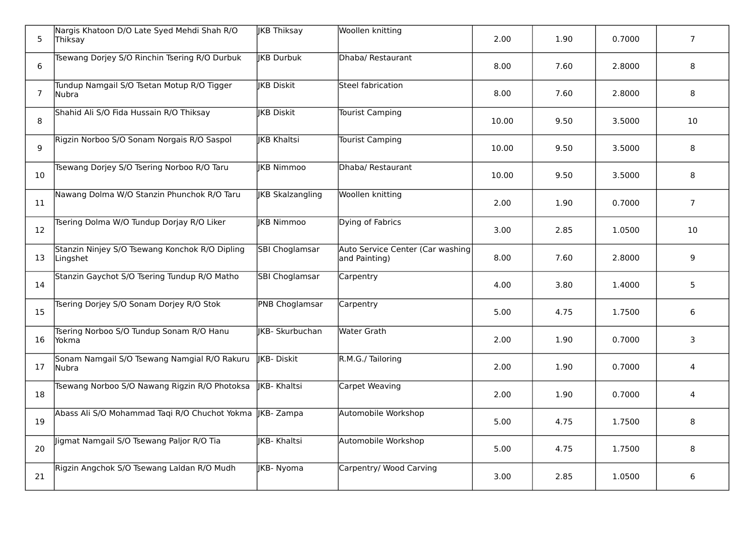| | | | | | | | |
|---|---|---|---|---|---|---|---|
| 5 | Nargis Khatoon D/O Late Syed Mehdi Shah R/O Thiksay | JKB Thiksay | Woollen knitting | 2.00 | 1.90 | 0.7000 | 7 |
| 6 | Tsewang Dorjey S/O Rinchin Tsering R/O Durbuk | JKB Durbuk | Dhaba/ Restaurant | 8.00 | 7.60 | 2.8000 | 8 |
| 7 | Tundup Namgail S/O Tsetan Motup R/O Tigger Nubra | JKB Diskit | Steel fabrication | 8.00 | 7.60 | 2.8000 | 8 |
| 8 | Shahid Ali S/O Fida Hussain R/O Thiksay | JKB Diskit | Tourist Camping | 10.00 | 9.50 | 3.5000 | 10 |
| 9 | Rigzin Norboo S/O Sonam Norgais R/O Saspol | JKB Khaltsi | Tourist Camping | 10.00 | 9.50 | 3.5000 | 8 |
| 10 | Tsewang Dorjey S/O Tsering Norboo R/O Taru | JKB Nimmoo | Dhaba/ Restaurant | 10.00 | 9.50 | 3.5000 | 8 |
| 11 | Nawang Dolma W/O Stanzin Phunchok R/O Taru | JKB Skalzangling | Woollen knitting | 2.00 | 1.90 | 0.7000 | 7 |
| 12 | Tsering Dolma W/O Tundup Dorjay R/O Liker | JKB Nimmoo | Dying of Fabrics | 3.00 | 2.85 | 1.0500 | 10 |
| 13 | Stanzin Ninjey S/O Tsewang Konchok R/O Dipling Lingshet | SBI Choglamsar | Auto Service Center (Car washing and Painting) | 8.00 | 7.60 | 2.8000 | 9 |
| 14 | Stanzin Gaychot S/O Tsering Tundup R/O Matho | SBI Choglamsar | Carpentry | 4.00 | 3.80 | 1.4000 | 5 |
| 15 | Tsering Dorjey S/O Sonam Dorjey R/O Stok | PNB Choglamsar | Carpentry | 5.00 | 4.75 | 1.7500 | 6 |
| 16 | Tsering Norboo S/O Tundup Sonam R/O Hanu Yokma | JKB- Skurbuchan | Water Grath | 2.00 | 1.90 | 0.7000 | 3 |
| 17 | Sonam Namgail S/O Tsewang Namgial R/O Rakuru Nubra | JKB- Diskit | R.M.G./ Tailoring | 2.00 | 1.90 | 0.7000 | 4 |
| 18 | Tsewang Norboo S/O Nawang Rigzin R/O Photoksa | JKB- Khaltsi | Carpet Weaving | 2.00 | 1.90 | 0.7000 | 4 |
| 19 | Abass Ali S/O Mohammad Taqi R/O Chuchot Yokma | JKB- Zampa | Automobile Workshop | 5.00 | 4.75 | 1.7500 | 8 |
| 20 | Jigmat Namgail S/O Tsewang Paljor R/O Tia | JKB- Khaltsi | Automobile Workshop | 5.00 | 4.75 | 1.7500 | 8 |
| 21 | Rigzin Angchok S/O Tsewang Laldan R/O Mudh | JKB- Nyoma | Carpentry/ Wood Carving | 3.00 | 2.85 | 1.0500 | 6 |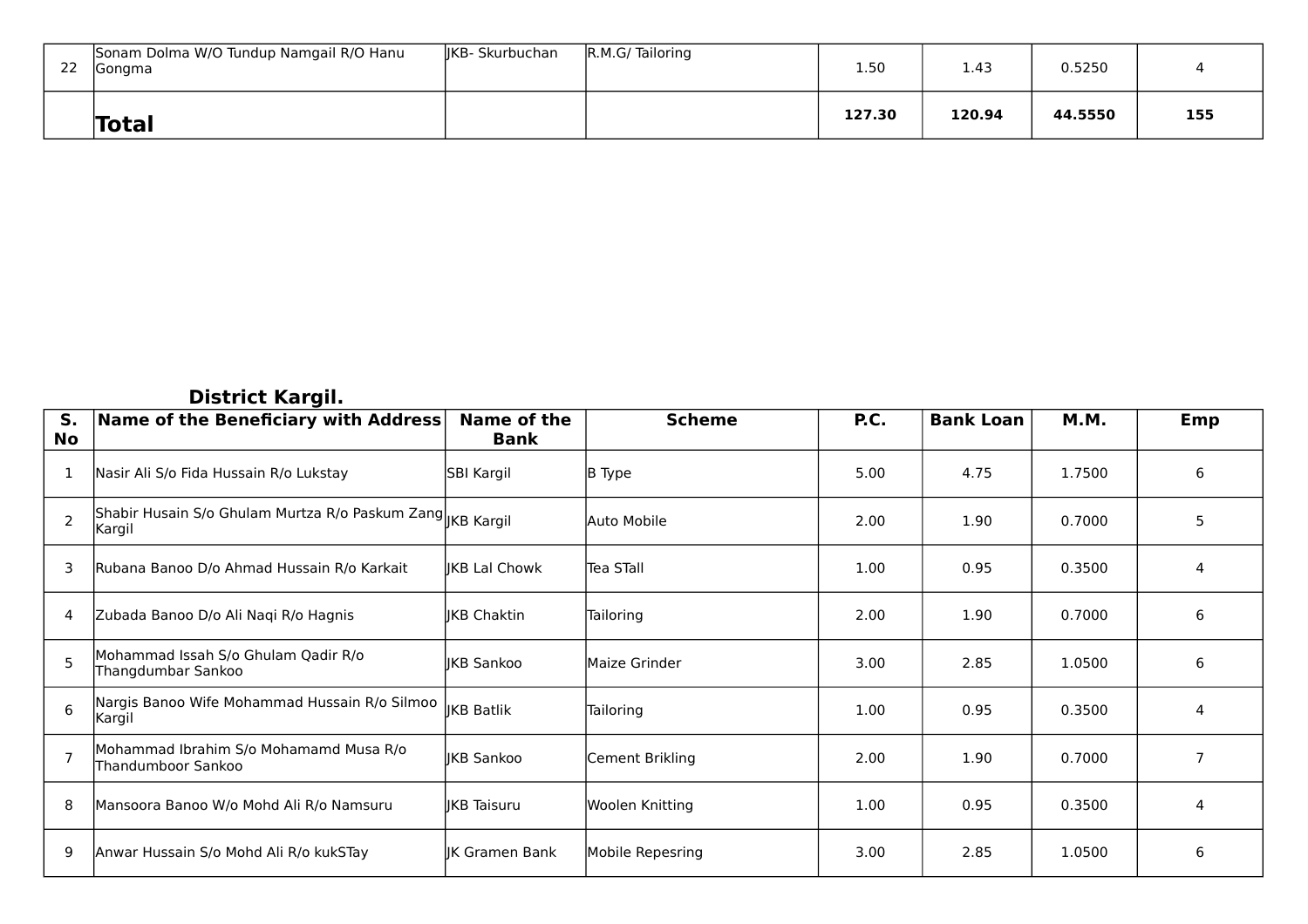| | | | | | | | |
|---|---|---|---|---|---|---|---|
| 22 | Sonam Dolma W/O Tundup Namgail R/O Hanu Gongma | JKB- Skurbuchan | R.M.G/ Tailoring | 1.50 | 1.43 | 0.5250 | 4 |
| | **Total** | | | **127.30** | **120.94** | **44.5550** | **155** |

## District Kargil.

| S. No | Name of the Beneficiary with Address | Name of the Bank | Scheme | P.C. | Bank Loan | M.M. | Emp |
|---|---|---|---|---|---|---|---|
| 1 | Nasir Ali S/o Fida Hussain R/o Lukstay | SBI Kargil | B Type | 5.00 | 4.75 | 1.7500 | 6 |
| 2 | Shabir Husain S/o Ghulam Murtza R/o Paskum Zang Kargil | JKB Kargil | Auto Mobile | 2.00 | 1.90 | 0.7000 | 5 |
| 3 | Rubana Banoo D/o Ahmad Hussain R/o Karkait | JKB Lal Chowk | Tea STall | 1.00 | 0.95 | 0.3500 | 4 |
| 4 | Zubada Banoo D/o Ali Naqi R/o Hagnis | JKB Chaktin | Tailoring | 2.00 | 1.90 | 0.7000 | 6 |
| 5 | Mohammad Issah S/o Ghulam Qadir R/o Thangdumbar Sankoo | JKB Sankoo | Maize Grinder | 3.00 | 2.85 | 1.0500 | 6 |
| 6 | Nargis Banoo Wife Mohammad Hussain R/o Silmoo Kargil | JKB Batlik | Tailoring | 1.00 | 0.95 | 0.3500 | 4 |
| 7 | Mohammad Ibrahim S/o Mohamamd Musa R/o Thandumboor Sankoo | JKB Sankoo | Cement Brikling | 2.00 | 1.90 | 0.7000 | 7 |
| 8 | Mansoora Banoo W/o Mohd Ali R/o Namsuru | JKB Taisuru | Woolen Knitting | 1.00 | 0.95 | 0.3500 | 4 |
| 9 | Anwar Hussain S/o Mohd Ali R/o kukSTay | JK Gramen Bank | Mobile Repesring | 3.00 | 2.85 | 1.0500 | 6 |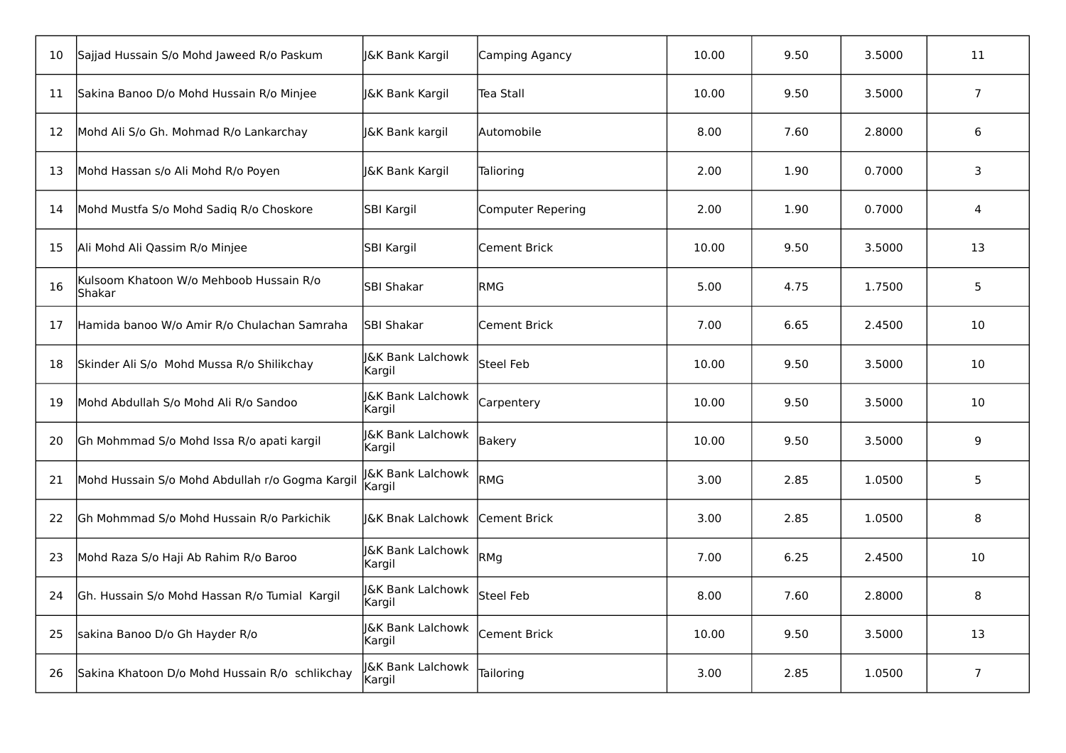| | | | | | | | |
|---|---|---|---|---|---|---|---|
| 10 | Sajjad Hussain S/o Mohd Jaweed R/o Paskum | J&K Bank Kargil | Camping Agancy | 10.00 | 9.50 | 3.5000 | 11 |
| 11 | Sakina Banoo D/o Mohd Hussain R/o Minjee | J&K Bank Kargil | Tea Stall | 10.00 | 9.50 | 3.5000 | 7 |
| 12 | Mohd Ali S/o Gh. Mohmad R/o Lankarchay | J&K Bank kargil | Automobile | 8.00 | 7.60 | 2.8000 | 6 |
| 13 | Mohd Hassan s/o Ali Mohd R/o Poyen | J&K Bank Kargil | Talioring | 2.00 | 1.90 | 0.7000 | 3 |
| 14 | Mohd Mustfa S/o Mohd Sadiq R/o Choskore | SBI Kargil | Computer Repering | 2.00 | 1.90 | 0.7000 | 4 |
| 15 | Ali Mohd Ali Qassim R/o Minjee | SBI Kargil | Cement Brick | 10.00 | 9.50 | 3.5000 | 13 |
| 16 | Kulsoom Khatoon W/o Mehboob Hussain R/o Shakar | SBI Shakar | RMG | 5.00 | 4.75 | 1.7500 | 5 |
| 17 | Hamida banoo W/o Amir R/o Chulachan Samraha | SBI Shakar | Cement Brick | 7.00 | 6.65 | 2.4500 | 10 |
| 18 | Skinder Ali S/o Mohd Mussa R/o Shilikchay | J&K Bank Lalchowk Kargil | Steel Feb | 10.00 | 9.50 | 3.5000 | 10 |
| 19 | Mohd Abdullah S/o Mohd Ali R/o Sandoo | J&K Bank Lalchowk Kargil | Carpentery | 10.00 | 9.50 | 3.5000 | 10 |
| 20 | Gh Mohmmad S/o Mohd Issa R/o apati kargil | J&K Bank Lalchowk Kargil | Bakery | 10.00 | 9.50 | 3.5000 | 9 |
| 21 | Mohd Hussain S/o Mohd Abdullah r/o Gogma Kargil | J&K Bank Lalchowk Kargil | RMG | 3.00 | 2.85 | 1.0500 | 5 |
| 22 | Gh Mohmmad S/o Mohd Hussain R/o Parkichik | J&K Bnak Lalchowk | Cement Brick | 3.00 | 2.85 | 1.0500 | 8 |
| 23 | Mohd Raza S/o Haji Ab Rahim R/o Baroo | J&K Bank Lalchowk Kargil | RMg | 7.00 | 6.25 | 2.4500 | 10 |
| 24 | Gh. Hussain S/o Mohd Hassan R/o Tumial Kargil | J&K Bank Lalchowk Kargil | Steel Feb | 8.00 | 7.60 | 2.8000 | 8 |
| 25 | sakina Banoo D/o Gh Hayder R/o | J&K Bank Lalchowk Kargil | Cement Brick | 10.00 | 9.50 | 3.5000 | 13 |
| 26 | Sakina Khatoon D/o Mohd Hussain R/o schlikchay | J&K Bank Lalchowk Kargil | Tailoring | 3.00 | 2.85 | 1.0500 | 7 |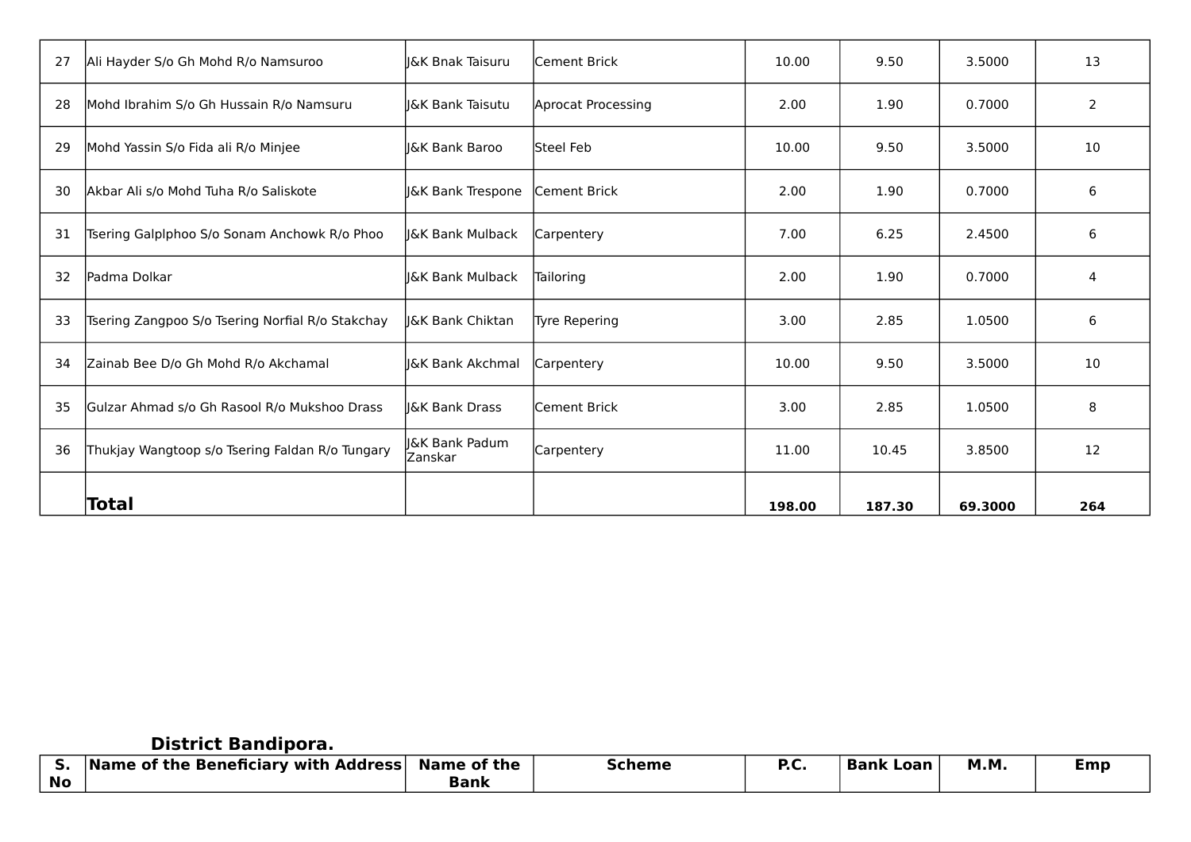| | | | | | | | |
|---|---|---|---|---|---|---|---|
| 27 | Ali Hayder S/o Gh Mohd R/o Namsuroo | J&K Bnak Taisuru | Cement Brick | 10.00 | 9.50 | 3.5000 | 13 |
| 28 | Mohd Ibrahim S/o Gh Hussain R/o Namsuru | J&K Bank Taisutu | Aprocat Processing | 2.00 | 1.90 | 0.7000 | 2 |
| 29 | Mohd Yassin S/o Fida ali R/o Minjee | J&K Bank Baroo | Steel Feb | 10.00 | 9.50 | 3.5000 | 10 |
| 30 | Akbar Ali s/o Mohd Tuha R/o Saliskote | J&K Bank Trespone | Cement Brick | 2.00 | 1.90 | 0.7000 | 6 |
| 31 | Tsering Galplphoo S/o Sonam Anchowk R/o Phoo | J&K Bank Mulback | Carpentery | 7.00 | 6.25 | 2.4500 | 6 |
| 32 | Padma Dolkar | J&K Bank Mulback | Tailoring | 2.00 | 1.90 | 0.7000 | 4 |
| 33 | Tsering Zangpoo S/o Tsering Norfial R/o Stakchay | J&K Bank Chiktan | Tyre Repering | 3.00 | 2.85 | 1.0500 | 6 |
| 34 | Zainab Bee D/o Gh Mohd R/o Akchamal | J&K Bank Akchmal | Carpentery | 10.00 | 9.50 | 3.5000 | 10 |
| 35 | Gulzar Ahmad s/o Gh Rasool R/o Mukshoo Drass | J&K Bank Drass | Cement Brick | 3.00 | 2.85 | 1.0500 | 8 |
| 36 | Thukjay Wangtoop s/o Tsering Faldan R/o Tungary | J&K Bank Padum Zanskar | Carpentery | 11.00 | 10.45 | 3.8500 | 12 |
| | **Total** | | | **198.00** | **187.30** | **69.3000** | **264** |

## District Bandipora.

| S. No | Name of the Beneficiary with Address | Name of the Bank | Scheme | P.C. | Bank Loan | M.M. | Emp |
|---|---|---|---|---|---|---|---|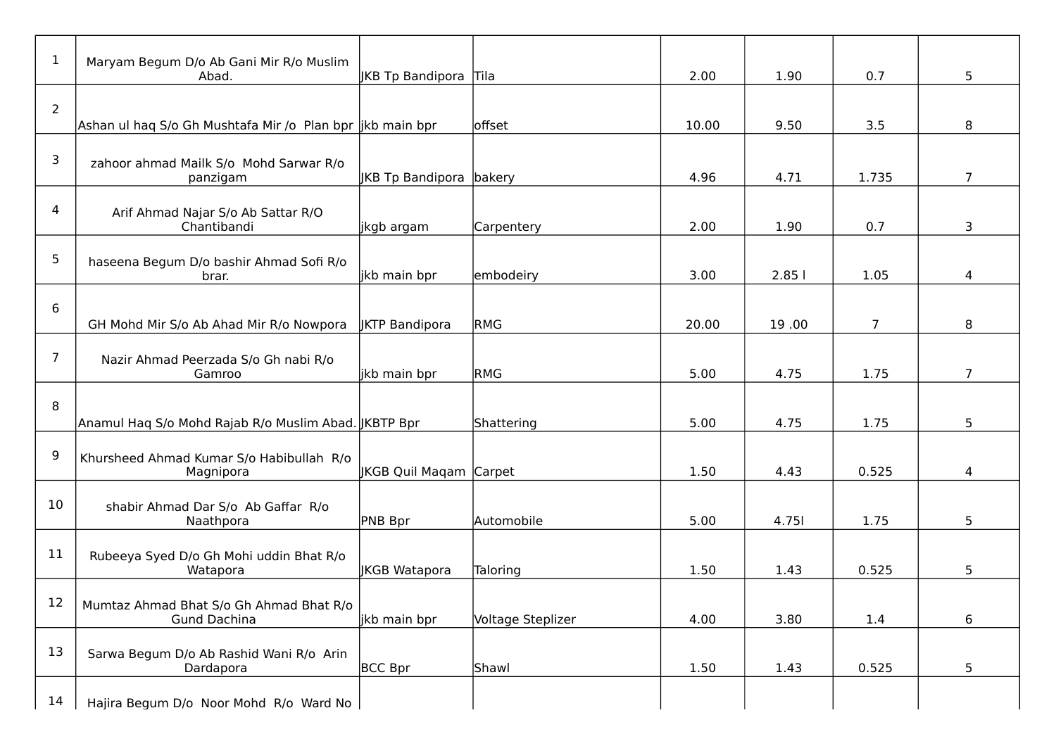| | | | | | | | |
|---|---|---|---|---|---|---|---|
| 1 | Maryam Begum D/o Ab Gani Mir R/o Muslim Abad. | JKB Tp Bandipora | Tila | 2.00 | 1.90 | 0.7 | 5 |
| 2 | Ashan ul haq S/o Gh Mushtafa Mir /o Plan bpr | jkb main bpr | offset | 10.00 | 9.50 | 3.5 | 8 |
| 3 | zahoor ahmad Mailk S/o Mohd Sarwar R/o panzigam | JKB Tp Bandipora | bakery | 4.96 | 4.71 | 1.735 | 7 |
| 4 | Arif Ahmad Najar S/o Ab Sattar R/O Chantibandi | jkgb argam | Carpentery | 2.00 | 1.90 | 0.7 | 3 |
| 5 | haseena Begum D/o bashir Ahmad Sofi R/o brar. | jkb main bpr | embodeiry | 3.00 | 2.85 l | 1.05 | 4 |
| 6 | GH Mohd Mir S/o Ab Ahad Mir R/o Nowpora | JKTP Bandipora | RMG | 20.00 | 19 .00 | 7 | 8 |
| 7 | Nazir Ahmad Peerzada S/o Gh nabi R/o Gamroo | jkb main bpr | RMG | 5.00 | 4.75 | 1.75 | 7 |
| 8 | Anamul Haq S/o Mohd Rajab R/o Muslim Abad. | JKBTP Bpr | Shattering | 5.00 | 4.75 | 1.75 | 5 |
| 9 | Khursheed Ahmad Kumar S/o Habibullah R/o Magnipora | JKGB Quil Maqam | Carpet | 1.50 | 4.43 | 0.525 | 4 |
| 10 | shabir Ahmad Dar S/o Ab Gaffar R/o Naathpora | PNB Bpr | Automobile | 5.00 | 4.75l | 1.75 | 5 |
| 11 | Rubeeya Syed D/o Gh Mohi uddin Bhat R/o Watapora | JKGB Watapora | Taloring | 1.50 | 1.43 | 0.525 | 5 |
| 12 | Mumtaz Ahmad Bhat S/o Gh Ahmad Bhat R/o Gund Dachina | jkb main bpr | Voltage Steplizer | 4.00 | 3.80 | 1.4 | 6 |
| 13 | Sarwa Begum D/o Ab Rashid Wani R/o Arin Dardapora | BCC Bpr | Shawl | 1.50 | 1.43 | 0.525 | 5 |
| 14 | Hajira Begum D/o Noor Mohd R/o Ward No | | | | | | |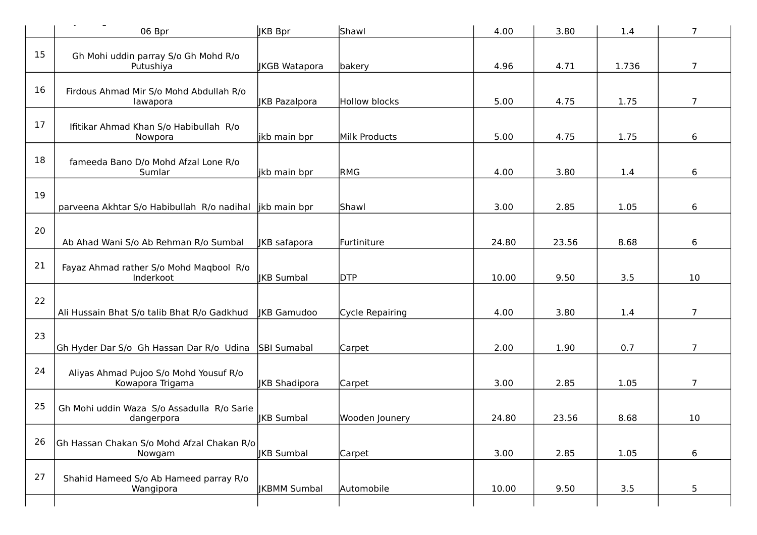| | | | | | | | |
|---|---|---|---|---|---|---|---|
| | 06 Bpr | JKB Bpr | Shawl | 4.00 | 3.80 | 1.4 | 7 |
| 15 | Gh Mohi uddin parray S/o Gh Mohd R/o Putushiya | JKGB Watapora | bakery | 4.96 | 4.71 | 1.736 | 7 |
| 16 | Firdous Ahmad Mir S/o Mohd Abdullah R/o lawapora | JKB Pazalpora | Hollow blocks | 5.00 | 4.75 | 1.75 | 7 |
| 17 | Ifitikar Ahmad Khan S/o Habibullah R/o Nowpora | jkb main bpr | Milk Products | 5.00 | 4.75 | 1.75 | 6 |
| 18 | fameeda Bano D/o Mohd Afzal Lone R/o Sumlar | jkb main bpr | RMG | 4.00 | 3.80 | 1.4 | 6 |
| 19 | parveena Akhtar S/o Habibullah R/o nadihal | jkb main bpr | Shawl | 3.00 | 2.85 | 1.05 | 6 |
| 20 | Ab Ahad Wani S/o Ab Rehman R/o Sumbal | JKB safapora | Furtiniture | 24.80 | 23.56 | 8.68 | 6 |
| 21 | Fayaz Ahmad rather S/o Mohd Maqbool R/o Inderkoot | JKB Sumbal | DTP | 10.00 | 9.50 | 3.5 | 10 |
| 22 | Ali Hussain Bhat S/o talib Bhat R/o Gadkhud | JKB Gamudoo | Cycle Repairing | 4.00 | 3.80 | 1.4 | 7 |
| 23 | Gh Hyder Dar S/o Gh Hassan Dar R/o Udina | SBI Sumabal | Carpet | 2.00 | 1.90 | 0.7 | 7 |
| 24 | Aliyas Ahmad Pujoo S/o Mohd Yousuf R/o Kowapora Trigama | JKB Shadipora | Carpet | 3.00 | 2.85 | 1.05 | 7 |
| 25 | Gh Mohi uddin Waza S/o Assadulla R/o Sarie dangerpora | JKB Sumbal | Wooden Jounery | 24.80 | 23.56 | 8.68 | 10 |
| 26 | Gh Hassan Chakan S/o Mohd Afzal Chakan R/o Nowgam | JKB Sumbal | Carpet | 3.00 | 2.85 | 1.05 | 6 |
| 27 | Shahid Hameed S/o Ab Hameed parray R/o Wangipora | JKBMM Sumbal | Automobile | 10.00 | 9.50 | 3.5 | 5 |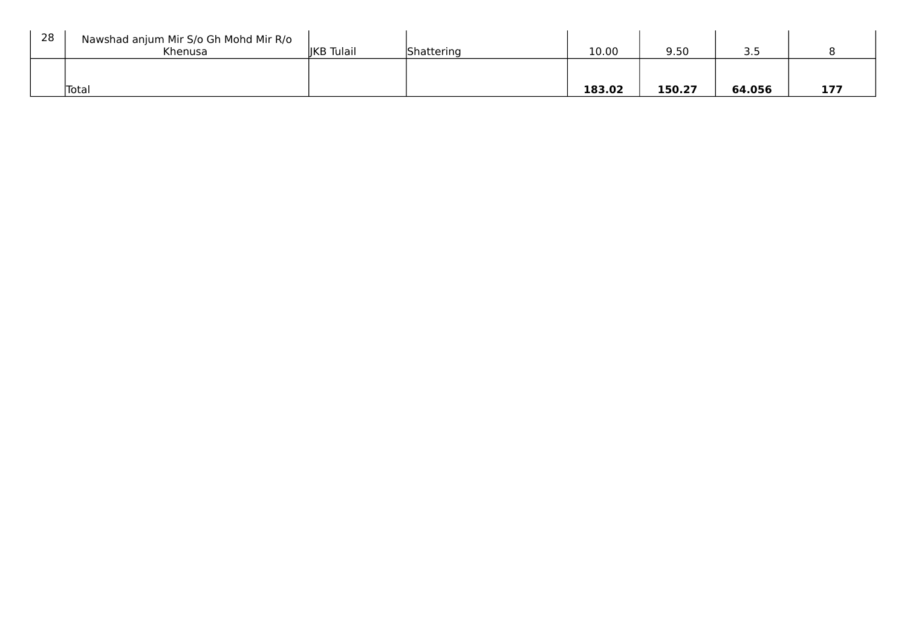| | | | | | | | |
|---|---|---|---|---|---|---|---|
| 28 | Nawshad anjum Mir S/o Gh Mohd Mir R/o Khenusa | JKB Tulail | Shattering | 10.00 | 9.50 | 3.5 | 8 |
| | Total | | | **183.02** | **150.27** | **64.056** | **177** |